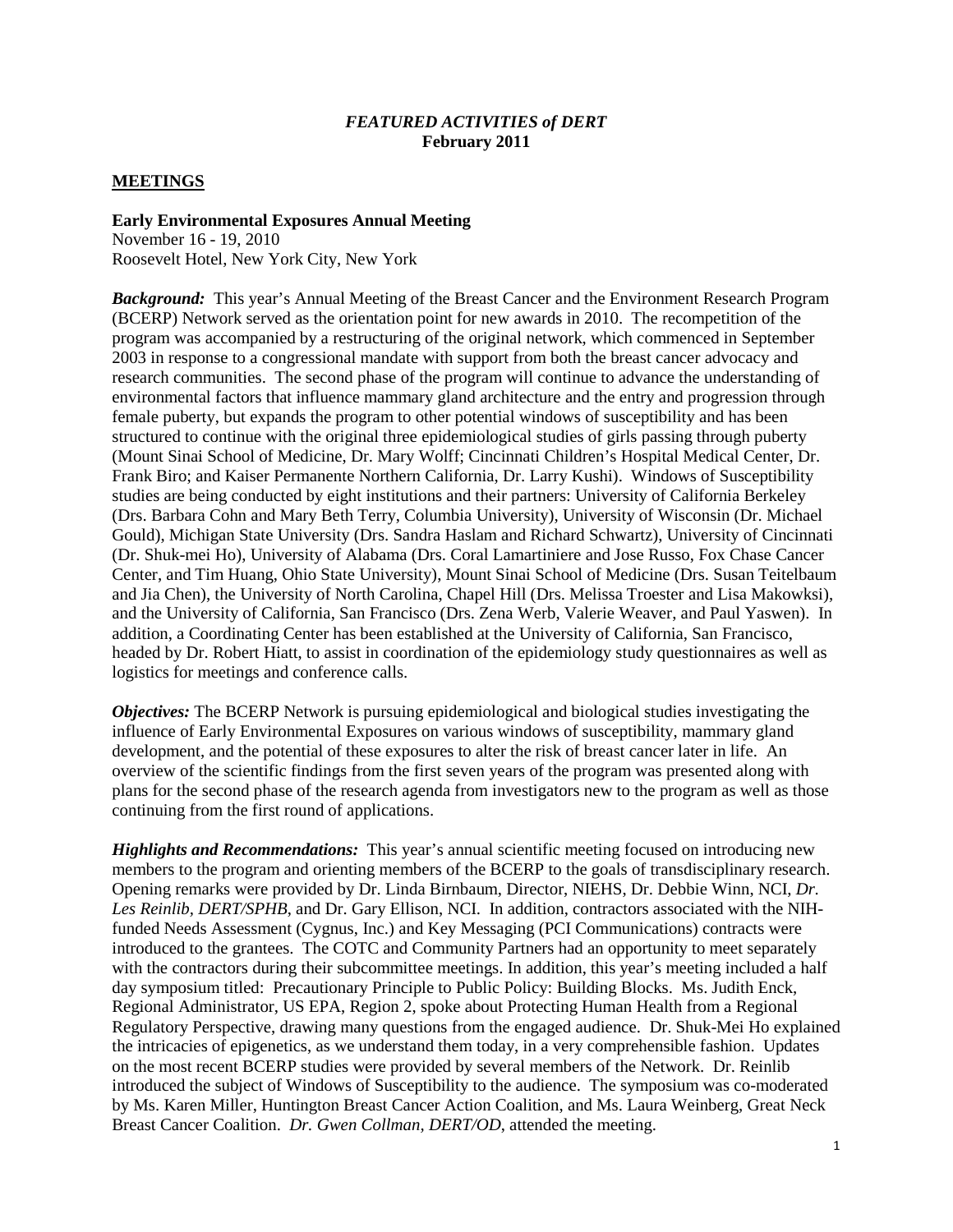### *FEATURED ACTIVITIES of DERT*
**February 2011**

## MEETINGS

**Early Environmental Exposures Annual Meeting**
November 16 - 19, 2010
Roosevelt Hotel, New York City, New York

***Background:*** This year's Annual Meeting of the Breast Cancer and the Environment Research Program (BCERP) Network served as the orientation point for new awards in 2010. The recompetition of the program was accompanied by a restructuring of the original network, which commenced in September 2003 in response to a congressional mandate with support from both the breast cancer advocacy and research communities. The second phase of the program will continue to advance the understanding of environmental factors that influence mammary gland architecture and the entry and progression through female puberty, but expands the program to other potential windows of susceptibility and has been structured to continue with the original three epidemiological studies of girls passing through puberty (Mount Sinai School of Medicine, Dr. Mary Wolff; Cincinnati Children's Hospital Medical Center, Dr. Frank Biro; and Kaiser Permanente Northern California, Dr. Larry Kushi). Windows of Susceptibility studies are being conducted by eight institutions and their partners: University of California Berkeley (Drs. Barbara Cohn and Mary Beth Terry, Columbia University), University of Wisconsin (Dr. Michael Gould), Michigan State University (Drs. Sandra Haslam and Richard Schwartz), University of Cincinnati (Dr. Shuk-mei Ho), University of Alabama (Drs. Coral Lamartiniere and Jose Russo, Fox Chase Cancer Center, and Tim Huang, Ohio State University), Mount Sinai School of Medicine (Drs. Susan Teitelbaum and Jia Chen), the University of North Carolina, Chapel Hill (Drs. Melissa Troester and Lisa Makowksi), and the University of California, San Francisco (Drs. Zena Werb, Valerie Weaver, and Paul Yaswen). In addition, a Coordinating Center has been established at the University of California, San Francisco, headed by Dr. Robert Hiatt, to assist in coordination of the epidemiology study questionnaires as well as logistics for meetings and conference calls.

***Objectives:*** The BCERP Network is pursuing epidemiological and biological studies investigating the influence of Early Environmental Exposures on various windows of susceptibility, mammary gland development, and the potential of these exposures to alter the risk of breast cancer later in life. An overview of the scientific findings from the first seven years of the program was presented along with plans for the second phase of the research agenda from investigators new to the program as well as those continuing from the first round of applications.

***Highlights and Recommendations:*** This year's annual scientific meeting focused on introducing new members to the program and orienting members of the BCERP to the goals of transdisciplinary research. Opening remarks were provided by Dr. Linda Birnbaum, Director, NIEHS, Dr. Debbie Winn, NCI, *Dr. Les Reinlib, DERT/SPHB*, and Dr. Gary Ellison, NCI. In addition, contractors associated with the NIH-funded Needs Assessment (Cygnus, Inc.) and Key Messaging (PCI Communications) contracts were introduced to the grantees. The COTC and Community Partners had an opportunity to meet separately with the contractors during their subcommittee meetings. In addition, this year's meeting included a half day symposium titled: Precautionary Principle to Public Policy: Building Blocks. Ms. Judith Enck, Regional Administrator, US EPA, Region 2, spoke about Protecting Human Health from a Regional Regulatory Perspective, drawing many questions from the engaged audience. Dr. Shuk-Mei Ho explained the intricacies of epigenetics, as we understand them today, in a very comprehensible fashion. Updates on the most recent BCERP studies were provided by several members of the Network. Dr. Reinlib introduced the subject of Windows of Susceptibility to the audience. The symposium was co-moderated by Ms. Karen Miller, Huntington Breast Cancer Action Coalition, and Ms. Laura Weinberg, Great Neck Breast Cancer Coalition. *Dr. Gwen Collman, DERT/OD*, attended the meeting.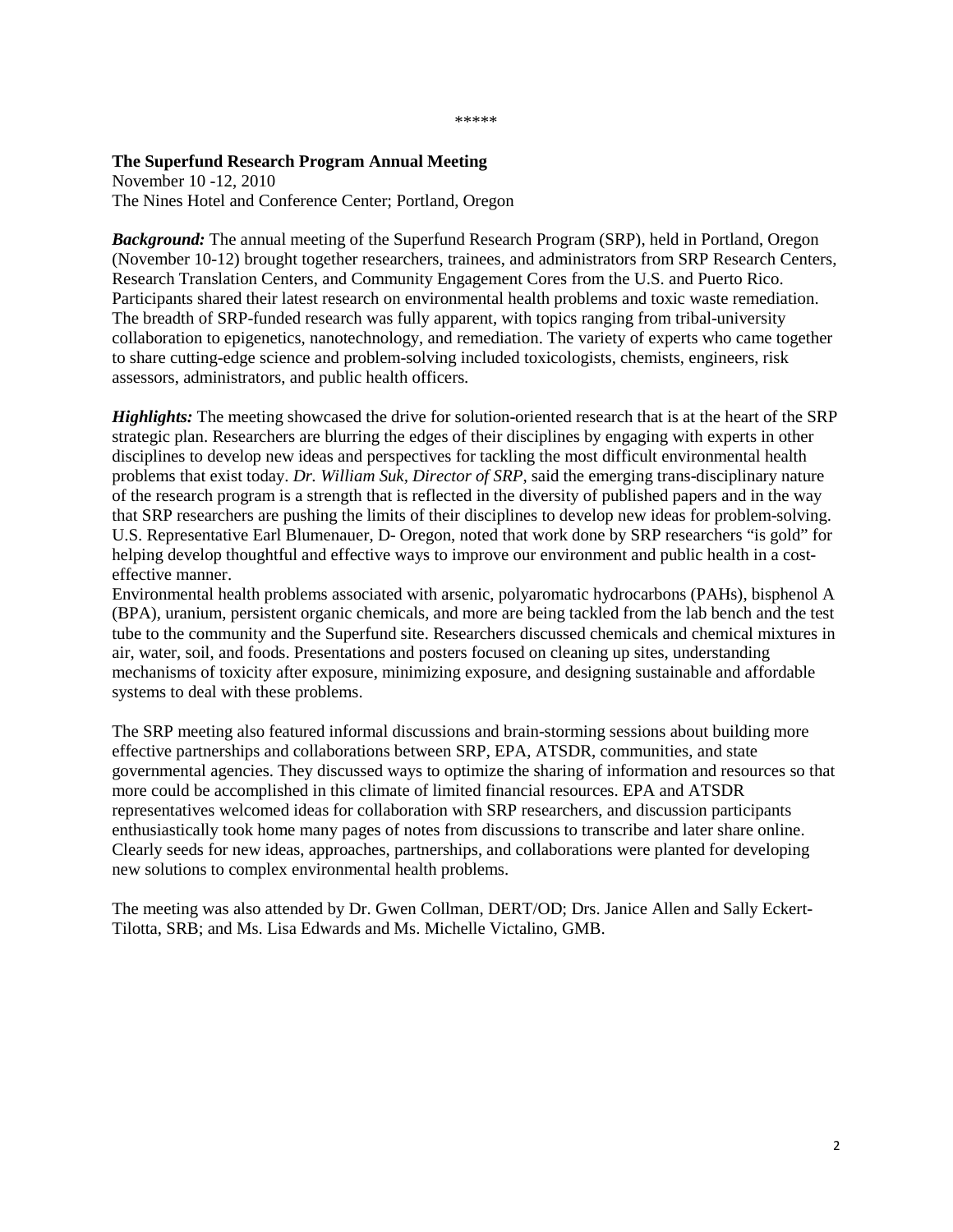\*\*\*\*\*

**The Superfund Research Program Annual Meeting**
November 10 -12, 2010
The Nines Hotel and Conference Center; Portland, Oregon

***Background:*** The annual meeting of the Superfund Research Program (SRP), held in Portland, Oregon (November 10-12) brought together researchers, trainees, and administrators from SRP Research Centers, Research Translation Centers, and Community Engagement Cores from the U.S. and Puerto Rico. Participants shared their latest research on environmental health problems and toxic waste remediation. The breadth of SRP-funded research was fully apparent, with topics ranging from tribal-university collaboration to epigenetics, nanotechnology, and remediation. The variety of experts who came together to share cutting-edge science and problem-solving included toxicologists, chemists, engineers, risk assessors, administrators, and public health officers.

***Highlights:*** The meeting showcased the drive for solution-oriented research that is at the heart of the SRP strategic plan. Researchers are blurring the edges of their disciplines by engaging with experts in other disciplines to develop new ideas and perspectives for tackling the most difficult environmental health problems that exist today. *Dr. William Suk, Director of SRP*, said the emerging trans-disciplinary nature of the research program is a strength that is reflected in the diversity of published papers and in the way that SRP researchers are pushing the limits of their disciplines to develop new ideas for problem-solving. U.S. Representative Earl Blumenauer, D- Oregon, noted that work done by SRP researchers "is gold" for helping develop thoughtful and effective ways to improve our environment and public health in a cost-effective manner.

Environmental health problems associated with arsenic, polyaromatic hydrocarbons (PAHs), bisphenol A (BPA), uranium, persistent organic chemicals, and more are being tackled from the lab bench and the test tube to the community and the Superfund site. Researchers discussed chemicals and chemical mixtures in air, water, soil, and foods. Presentations and posters focused on cleaning up sites, understanding mechanisms of toxicity after exposure, minimizing exposure, and designing sustainable and affordable systems to deal with these problems.

The SRP meeting also featured informal discussions and brain-storming sessions about building more effective partnerships and collaborations between SRP, EPA, ATSDR, communities, and state governmental agencies. They discussed ways to optimize the sharing of information and resources so that more could be accomplished in this climate of limited financial resources. EPA and ATSDR representatives welcomed ideas for collaboration with SRP researchers, and discussion participants enthusiastically took home many pages of notes from discussions to transcribe and later share online. Clearly seeds for new ideas, approaches, partnerships, and collaborations were planted for developing new solutions to complex environmental health problems.

The meeting was also attended by Dr. Gwen Collman, DERT/OD; Drs. Janice Allen and Sally Eckert-Tilotta, SRB; and Ms. Lisa Edwards and Ms. Michelle Victalino, GMB.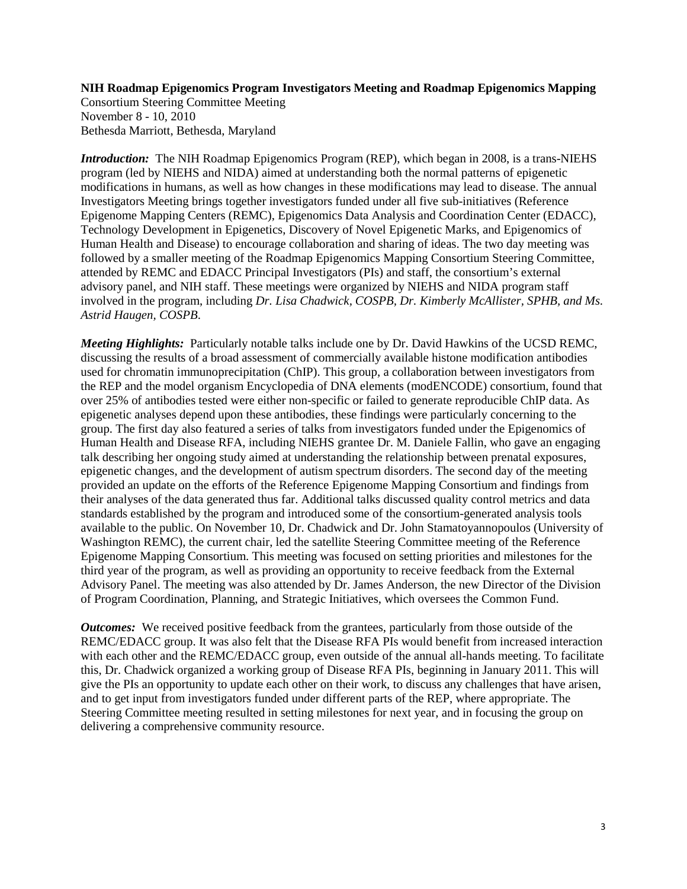**NIH Roadmap Epigenomics Program Investigators Meeting and Roadmap Epigenomics Mapping**
Consortium Steering Committee Meeting
November 8 - 10, 2010
Bethesda Marriott, Bethesda, Maryland

***Introduction:*** The NIH Roadmap Epigenomics Program (REP), which began in 2008, is a trans-NIEHS program (led by NIEHS and NIDA) aimed at understanding both the normal patterns of epigenetic modifications in humans, as well as how changes in these modifications may lead to disease. The annual Investigators Meeting brings together investigators funded under all five sub-initiatives (Reference Epigenome Mapping Centers (REMC), Epigenomics Data Analysis and Coordination Center (EDACC), Technology Development in Epigenetics, Discovery of Novel Epigenetic Marks, and Epigenomics of Human Health and Disease) to encourage collaboration and sharing of ideas. The two day meeting was followed by a smaller meeting of the Roadmap Epigenomics Mapping Consortium Steering Committee, attended by REMC and EDACC Principal Investigators (PIs) and staff, the consortium's external advisory panel, and NIH staff. These meetings were organized by NIEHS and NIDA program staff involved in the program, including *Dr. Lisa Chadwick, COSPB, Dr. Kimberly McAllister, SPHB, and Ms. Astrid Haugen, COSPB.*

***Meeting Highlights:*** Particularly notable talks include one by Dr. David Hawkins of the UCSD REMC, discussing the results of a broad assessment of commercially available histone modification antibodies used for chromatin immunoprecipitation (ChIP). This group, a collaboration between investigators from the REP and the model organism Encyclopedia of DNA elements (modENCODE) consortium, found that over 25% of antibodies tested were either non-specific or failed to generate reproducible ChIP data. As epigenetic analyses depend upon these antibodies, these findings were particularly concerning to the group. The first day also featured a series of talks from investigators funded under the Epigenomics of Human Health and Disease RFA, including NIEHS grantee Dr. M. Daniele Fallin, who gave an engaging talk describing her ongoing study aimed at understanding the relationship between prenatal exposures, epigenetic changes, and the development of autism spectrum disorders. The second day of the meeting provided an update on the efforts of the Reference Epigenome Mapping Consortium and findings from their analyses of the data generated thus far. Additional talks discussed quality control metrics and data standards established by the program and introduced some of the consortium-generated analysis tools available to the public. On November 10, Dr. Chadwick and Dr. John Stamatoyannopoulos (University of Washington REMC), the current chair, led the satellite Steering Committee meeting of the Reference Epigenome Mapping Consortium. This meeting was focused on setting priorities and milestones for the third year of the program, as well as providing an opportunity to receive feedback from the External Advisory Panel. The meeting was also attended by Dr. James Anderson, the new Director of the Division of Program Coordination, Planning, and Strategic Initiatives, which oversees the Common Fund.

***Outcomes:*** We received positive feedback from the grantees, particularly from those outside of the REMC/EDACC group. It was also felt that the Disease RFA PIs would benefit from increased interaction with each other and the REMC/EDACC group, even outside of the annual all-hands meeting. To facilitate this, Dr. Chadwick organized a working group of Disease RFA PIs, beginning in January 2011. This will give the PIs an opportunity to update each other on their work, to discuss any challenges that have arisen, and to get input from investigators funded under different parts of the REP, where appropriate. The Steering Committee meeting resulted in setting milestones for next year, and in focusing the group on delivering a comprehensive community resource.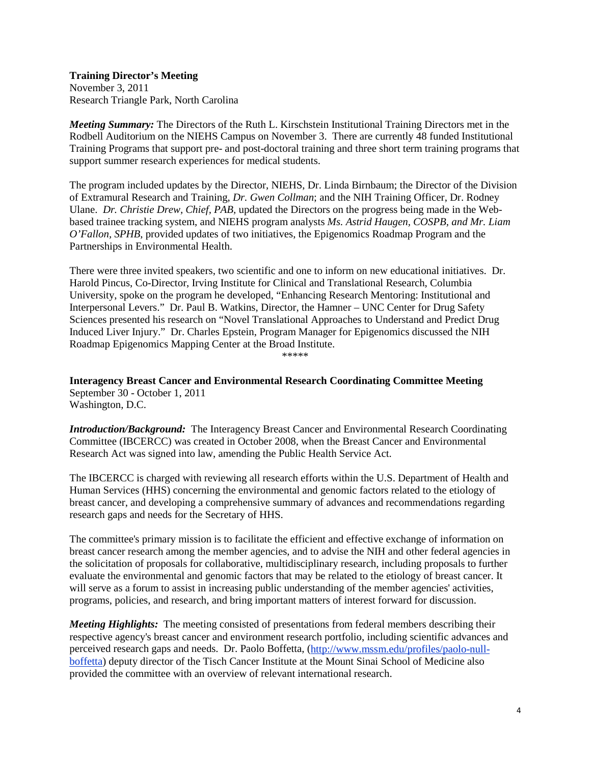**Training Director's Meeting**
November 3, 2011
Research Triangle Park, North Carolina

***Meeting Summary:*** The Directors of the Ruth L. Kirschstein Institutional Training Directors met in the Rodbell Auditorium on the NIEHS Campus on November 3. There are currently 48 funded Institutional Training Programs that support pre- and post-doctoral training and three short term training programs that support summer research experiences for medical students.

The program included updates by the Director, NIEHS, Dr. Linda Birnbaum; the Director of the Division of Extramural Research and Training, *Dr. Gwen Collman*; and the NIH Training Officer, Dr. Rodney Ulane. *Dr. Christie Drew, Chief, PAB,* updated the Directors on the progress being made in the Web-based trainee tracking system, and NIEHS program analysts *Ms. Astrid Haugen, COSPB, and Mr. Liam O'Fallon, SPHB*, provided updates of two initiatives, the Epigenomics Roadmap Program and the Partnerships in Environmental Health.

There were three invited speakers, two scientific and one to inform on new educational initiatives. Dr. Harold Pincus, Co-Director, Irving Institute for Clinical and Translational Research, Columbia University, spoke on the program he developed, "Enhancing Research Mentoring: Institutional and Interpersonal Levers." Dr. Paul B. Watkins, Director, the Hamner – UNC Center for Drug Safety Sciences presented his research on "Novel Translational Approaches to Understand and Predict Drug Induced Liver Injury." Dr. Charles Epstein, Program Manager for Epigenomics discussed the NIH Roadmap Epigenomics Mapping Center at the Broad Institute.

*****

**Interagency Breast Cancer and Environmental Research Coordinating Committee Meeting**
September 30 - October 1, 2011
Washington, D.C.

***Introduction/Background:*** The Interagency Breast Cancer and Environmental Research Coordinating Committee (IBCERCC) was created in October 2008, when the Breast Cancer and Environmental Research Act was signed into law, amending the Public Health Service Act.

The IBCERCC is charged with reviewing all research efforts within the U.S. Department of Health and Human Services (HHS) concerning the environmental and genomic factors related to the etiology of breast cancer, and developing a comprehensive summary of advances and recommendations regarding research gaps and needs for the Secretary of HHS.

The committee's primary mission is to facilitate the efficient and effective exchange of information on breast cancer research among the member agencies, and to advise the NIH and other federal agencies in the solicitation of proposals for collaborative, multidisciplinary research, including proposals to further evaluate the environmental and genomic factors that may be related to the etiology of breast cancer. It will serve as a forum to assist in increasing public understanding of the member agencies' activities, programs, policies, and research, and bring important matters of interest forward for discussion.

***Meeting Highlights:*** The meeting consisted of presentations from federal members describing their respective agency's breast cancer and environment research portfolio, including scientific advances and perceived research gaps and needs. Dr. Paolo Boffetta, ([http://www.mssm.edu/profiles/paolo-null-boffetta](http://www.mssm.edu/profiles/paolo-null-boffetta)) deputy director of the Tisch Cancer Institute at the Mount Sinai School of Medicine also provided the committee with an overview of relevant international research.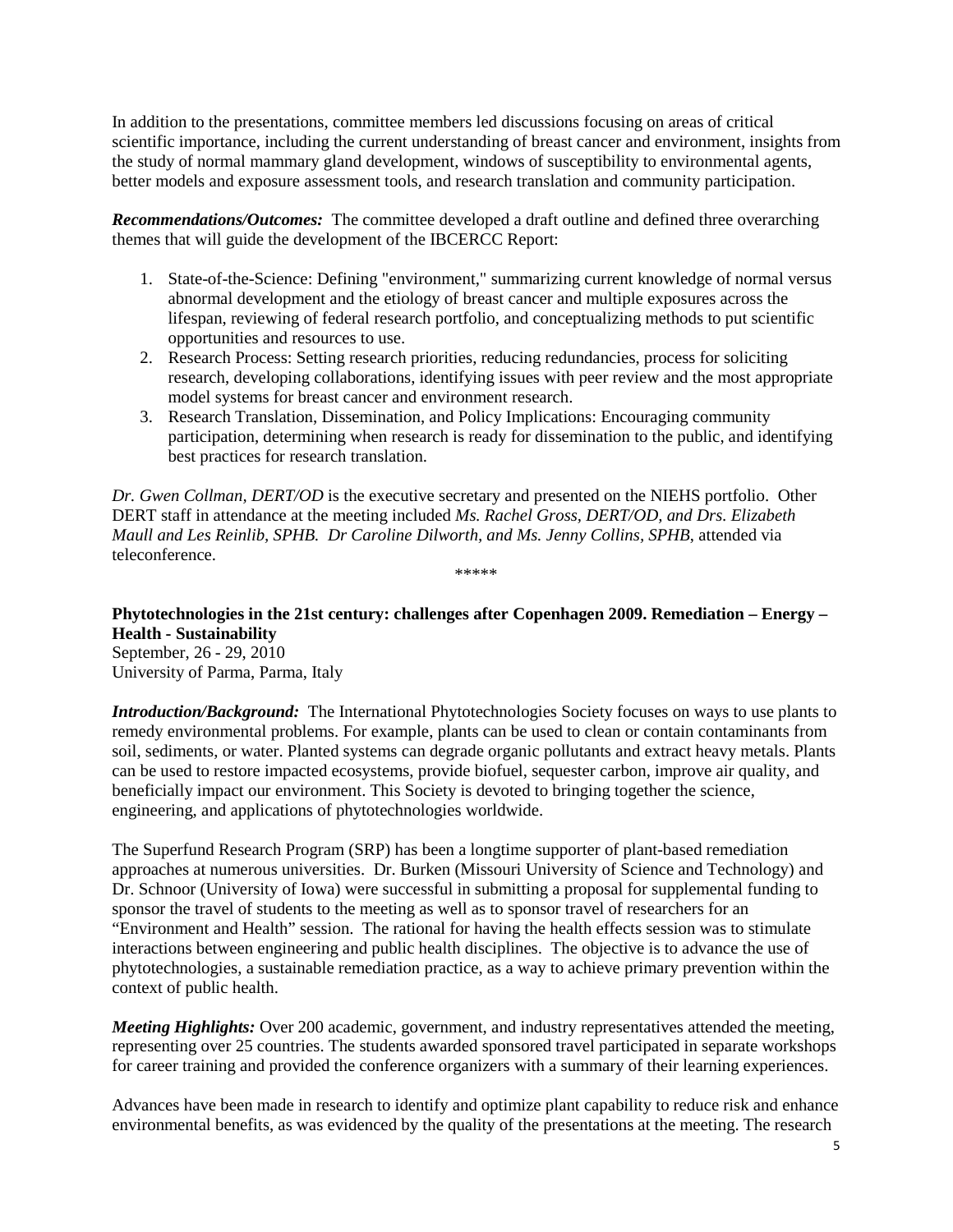In addition to the presentations, committee members led discussions focusing on areas of critical scientific importance, including the current understanding of breast cancer and environment, insights from the study of normal mammary gland development, windows of susceptibility to environmental agents, better models and exposure assessment tools, and research translation and community participation.

***Recommendations/Outcomes:*** The committee developed a draft outline and defined three overarching themes that will guide the development of the IBCERCC Report:

1. State-of-the-Science: Defining "environment," summarizing current knowledge of normal versus abnormal development and the etiology of breast cancer and multiple exposures across the lifespan, reviewing of federal research portfolio, and conceptualizing methods to put scientific opportunities and resources to use.
2. Research Process: Setting research priorities, reducing redundancies, process for soliciting research, developing collaborations, identifying issues with peer review and the most appropriate model systems for breast cancer and environment research.
3. Research Translation, Dissemination, and Policy Implications: Encouraging community participation, determining when research is ready for dissemination to the public, and identifying best practices for research translation.

*Dr. Gwen Collman, DERT/OD* is the executive secretary and presented on the NIEHS portfolio. Other DERT staff in attendance at the meeting included *Ms. Rachel Gross, DERT/OD, and Drs. Elizabeth Maull and Les Reinlib, SPHB. Dr Caroline Dilworth, and Ms. Jenny Collins, SPHB,* attended via teleconference.

*****

**Phytotechnologies in the 21st century: challenges after Copenhagen 2009. Remediation – Energy – Health - Sustainability**
September, 26 - 29, 2010
University of Parma, Parma, Italy

***Introduction/Background:*** The International Phytotechnologies Society focuses on ways to use plants to remedy environmental problems. For example, plants can be used to clean or contain contaminants from soil, sediments, or water. Planted systems can degrade organic pollutants and extract heavy metals. Plants can be used to restore impacted ecosystems, provide biofuel, sequester carbon, improve air quality, and beneficially impact our environment. This Society is devoted to bringing together the science, engineering, and applications of phytotechnologies worldwide.

The Superfund Research Program (SRP) has been a longtime supporter of plant-based remediation approaches at numerous universities. Dr. Burken (Missouri University of Science and Technology) and Dr. Schnoor (University of Iowa) were successful in submitting a proposal for supplemental funding to sponsor the travel of students to the meeting as well as to sponsor travel of researchers for an "Environment and Health" session. The rational for having the health effects session was to stimulate interactions between engineering and public health disciplines. The objective is to advance the use of phytotechnologies, a sustainable remediation practice, as a way to achieve primary prevention within the context of public health.

***Meeting Highlights:*** Over 200 academic, government, and industry representatives attended the meeting, representing over 25 countries. The students awarded sponsored travel participated in separate workshops for career training and provided the conference organizers with a summary of their learning experiences.

Advances have been made in research to identify and optimize plant capability to reduce risk and enhance environmental benefits, as was evidenced by the quality of the presentations at the meeting. The research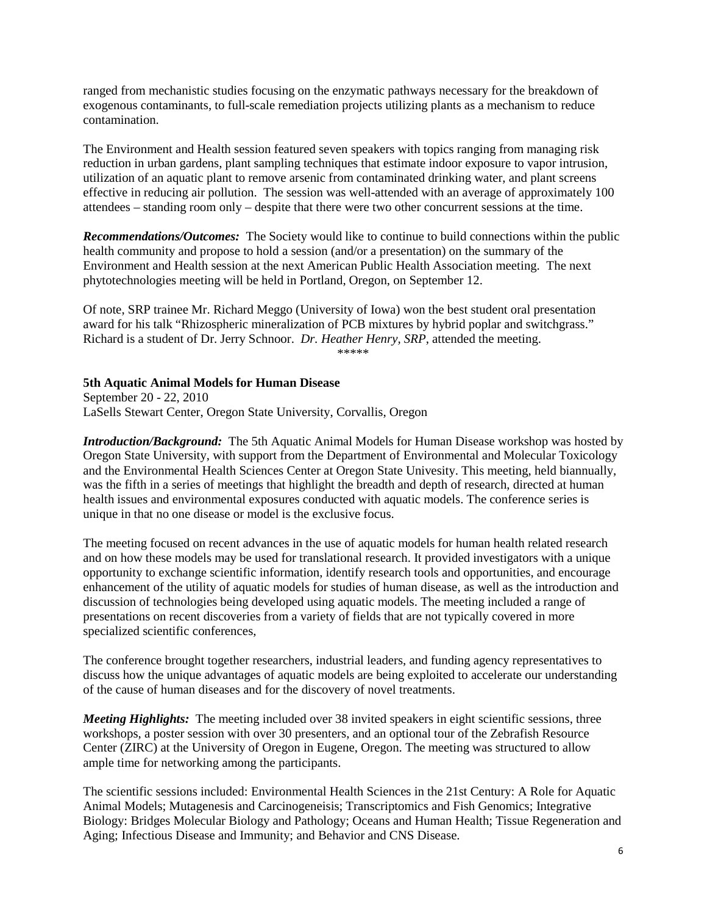ranged from mechanistic studies focusing on the enzymatic pathways necessary for the breakdown of exogenous contaminants, to full-scale remediation projects utilizing plants as a mechanism to reduce contamination.

The Environment and Health session featured seven speakers with topics ranging from managing risk reduction in urban gardens, plant sampling techniques that estimate indoor exposure to vapor intrusion, utilization of an aquatic plant to remove arsenic from contaminated drinking water, and plant screens effective in reducing air pollution. The session was well-attended with an average of approximately 100 attendees – standing room only – despite that there were two other concurrent sessions at the time.

***Recommendations/Outcomes:*** The Society would like to continue to build connections within the public health community and propose to hold a session (and/or a presentation) on the summary of the Environment and Health session at the next American Public Health Association meeting. The next phytotechnologies meeting will be held in Portland, Oregon, on September 12.

Of note, SRP trainee Mr. Richard Meggo (University of Iowa) won the best student oral presentation award for his talk "Rhizospheric mineralization of PCB mixtures by hybrid poplar and switchgrass." Richard is a student of Dr. Jerry Schnoor. *Dr. Heather Henry, SRP*, attended the meeting.

*****

**5th Aquatic Animal Models for Human Disease**
September 20 - 22, 2010
LaSells Stewart Center, Oregon State University, Corvallis, Oregon

***Introduction/Background:*** The 5th Aquatic Animal Models for Human Disease workshop was hosted by Oregon State University, with support from the Department of Environmental and Molecular Toxicology and the Environmental Health Sciences Center at Oregon State Univesity. This meeting, held biannually, was the fifth in a series of meetings that highlight the breadth and depth of research, directed at human health issues and environmental exposures conducted with aquatic models. The conference series is unique in that no one disease or model is the exclusive focus.

The meeting focused on recent advances in the use of aquatic models for human health related research and on how these models may be used for translational research. It provided investigators with a unique opportunity to exchange scientific information, identify research tools and opportunities, and encourage enhancement of the utility of aquatic models for studies of human disease, as well as the introduction and discussion of technologies being developed using aquatic models. The meeting included a range of presentations on recent discoveries from a variety of fields that are not typically covered in more specialized scientific conferences,

The conference brought together researchers, industrial leaders, and funding agency representatives to discuss how the unique advantages of aquatic models are being exploited to accelerate our understanding of the cause of human diseases and for the discovery of novel treatments.

***Meeting Highlights:*** The meeting included over 38 invited speakers in eight scientific sessions, three workshops, a poster session with over 30 presenters, and an optional tour of the Zebrafish Resource Center (ZIRC) at the University of Oregon in Eugene, Oregon. The meeting was structured to allow ample time for networking among the participants.

The scientific sessions included: Environmental Health Sciences in the 21st Century: A Role for Aquatic Animal Models; Mutagenesis and Carcinogeneisis; Transcriptomics and Fish Genomics; Integrative Biology: Bridges Molecular Biology and Pathology; Oceans and Human Health; Tissue Regeneration and Aging; Infectious Disease and Immunity; and Behavior and CNS Disease.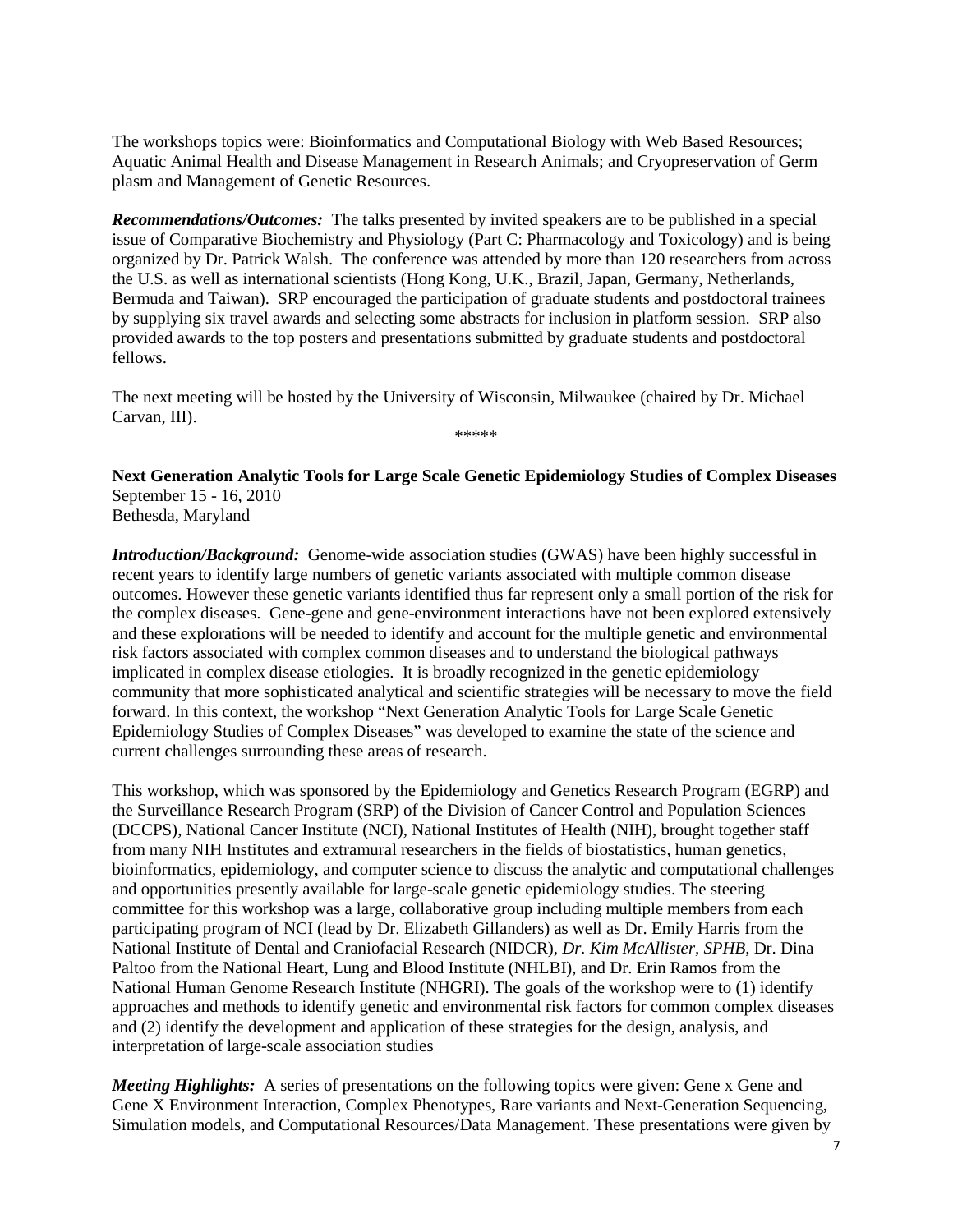The workshops topics were: Bioinformatics and Computational Biology with Web Based Resources; Aquatic Animal Health and Disease Management in Research Animals; and Cryopreservation of Germ plasm and Management of Genetic Resources.

***Recommendations/Outcomes:*** The talks presented by invited speakers are to be published in a special issue of Comparative Biochemistry and Physiology (Part C: Pharmacology and Toxicology) and is being organized by Dr. Patrick Walsh. The conference was attended by more than 120 researchers from across the U.S. as well as international scientists (Hong Kong, U.K., Brazil, Japan, Germany, Netherlands, Bermuda and Taiwan). SRP encouraged the participation of graduate students and postdoctoral trainees by supplying six travel awards and selecting some abstracts for inclusion in platform session. SRP also provided awards to the top posters and presentations submitted by graduate students and postdoctoral fellows.

The next meeting will be hosted by the University of Wisconsin, Milwaukee (chaired by Dr. Michael Carvan, III).

\*\*\*\*\*

**Next Generation Analytic Tools for Large Scale Genetic Epidemiology Studies of Complex Diseases**
September 15 - 16, 2010
Bethesda, Maryland

***Introduction/Background:*** Genome-wide association studies (GWAS) have been highly successful in recent years to identify large numbers of genetic variants associated with multiple common disease outcomes. However these genetic variants identified thus far represent only a small portion of the risk for the complex diseases. Gene-gene and gene-environment interactions have not been explored extensively and these explorations will be needed to identify and account for the multiple genetic and environmental risk factors associated with complex common diseases and to understand the biological pathways implicated in complex disease etiologies. It is broadly recognized in the genetic epidemiology community that more sophisticated analytical and scientific strategies will be necessary to move the field forward. In this context, the workshop "Next Generation Analytic Tools for Large Scale Genetic Epidemiology Studies of Complex Diseases" was developed to examine the state of the science and current challenges surrounding these areas of research.

This workshop, which was sponsored by the Epidemiology and Genetics Research Program (EGRP) and the Surveillance Research Program (SRP) of the Division of Cancer Control and Population Sciences (DCCPS), National Cancer Institute (NCI), National Institutes of Health (NIH), brought together staff from many NIH Institutes and extramural researchers in the fields of biostatistics, human genetics, bioinformatics, epidemiology, and computer science to discuss the analytic and computational challenges and opportunities presently available for large-scale genetic epidemiology studies. The steering committee for this workshop was a large, collaborative group including multiple members from each participating program of NCI (lead by Dr. Elizabeth Gillanders) as well as Dr. Emily Harris from the National Institute of Dental and Craniofacial Research (NIDCR), *Dr. Kim McAllister, SPHB,* Dr. Dina Paltoo from the National Heart, Lung and Blood Institute (NHLBI), and Dr. Erin Ramos from the National Human Genome Research Institute (NHGRI). The goals of the workshop were to (1) identify approaches and methods to identify genetic and environmental risk factors for common complex diseases and (2) identify the development and application of these strategies for the design, analysis, and interpretation of large-scale association studies

***Meeting Highlights:*** A series of presentations on the following topics were given: Gene x Gene and Gene X Environment Interaction, Complex Phenotypes, Rare variants and Next-Generation Sequencing, Simulation models, and Computational Resources/Data Management. These presentations were given by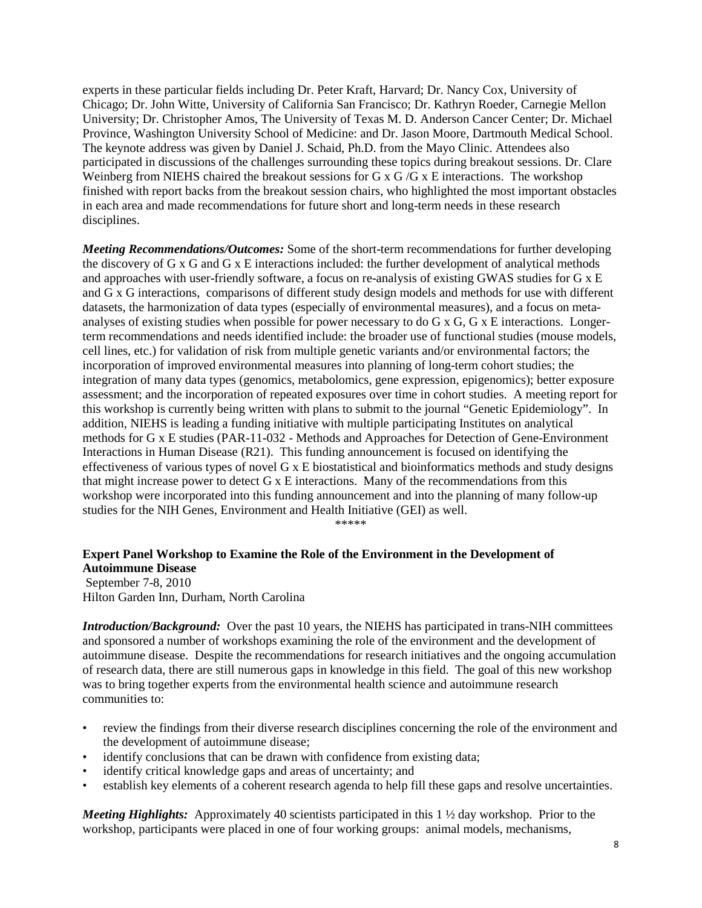experts in these particular fields including Dr. Peter Kraft, Harvard; Dr. Nancy Cox, University of Chicago; Dr. John Witte, University of California San Francisco; Dr. Kathryn Roeder, Carnegie Mellon University; Dr. Christopher Amos, The University of Texas M. D. Anderson Cancer Center; Dr. Michael Province, Washington University School of Medicine: and Dr. Jason Moore, Dartmouth Medical School. The keynote address was given by Daniel J. Schaid, Ph.D. from the Mayo Clinic. Attendees also participated in discussions of the challenges surrounding these topics during breakout sessions. Dr. Clare Weinberg from NIEHS chaired the breakout sessions for G x G /G x E interactions. The workshop finished with report backs from the breakout session chairs, who highlighted the most important obstacles in each area and made recommendations for future short and long-term needs in these research disciplines.

***Meeting Recommendations/Outcomes:*** Some of the short-term recommendations for further developing the discovery of G x G and G x E interactions included: the further development of analytical methods and approaches with user-friendly software, a focus on re-analysis of existing GWAS studies for G x E and G x G interactions, comparisons of different study design models and methods for use with different datasets, the harmonization of data types (especially of environmental measures), and a focus on meta-analyses of existing studies when possible for power necessary to do G x G, G x E interactions. Longer-term recommendations and needs identified include: the broader use of functional studies (mouse models, cell lines, etc.) for validation of risk from multiple genetic variants and/or environmental factors; the incorporation of improved environmental measures into planning of long-term cohort studies; the integration of many data types (genomics, metabolomics, gene expression, epigenomics); better exposure assessment; and the incorporation of repeated exposures over time in cohort studies. A meeting report for this workshop is currently being written with plans to submit to the journal "Genetic Epidemiology". In addition, NIEHS is leading a funding initiative with multiple participating Institutes on analytical methods for G x E studies (PAR-11-032 - Methods and Approaches for Detection of Gene-Environment Interactions in Human Disease (R21). This funding announcement is focused on identifying the effectiveness of various types of novel G x E biostatistical and bioinformatics methods and study designs that might increase power to detect G x E interactions. Many of the recommendations from this workshop were incorporated into this funding announcement and into the planning of many follow-up studies for the NIH Genes, Environment and Health Initiative (GEI) as well.

*****

**Expert Panel Workshop to Examine the Role of the Environment in the Development of Autoimmune Disease**
September 7-8, 2010
Hilton Garden Inn, Durham, North Carolina

***Introduction/Background:*** Over the past 10 years, the NIEHS has participated in trans-NIH committees and sponsored a number of workshops examining the role of the environment and the development of autoimmune disease. Despite the recommendations for research initiatives and the ongoing accumulation of research data, there are still numerous gaps in knowledge in this field. The goal of this new workshop was to bring together experts from the environmental health science and autoimmune research communities to:

- review the findings from their diverse research disciplines concerning the role of the environment and the development of autoimmune disease;
- identify conclusions that can be drawn with confidence from existing data;
- identify critical knowledge gaps and areas of uncertainty; and
- establish key elements of a coherent research agenda to help fill these gaps and resolve uncertainties.

***Meeting Highlights:*** Approximately 40 scientists participated in this 1 ½ day workshop. Prior to the workshop, participants were placed in one of four working groups: animal models, mechanisms,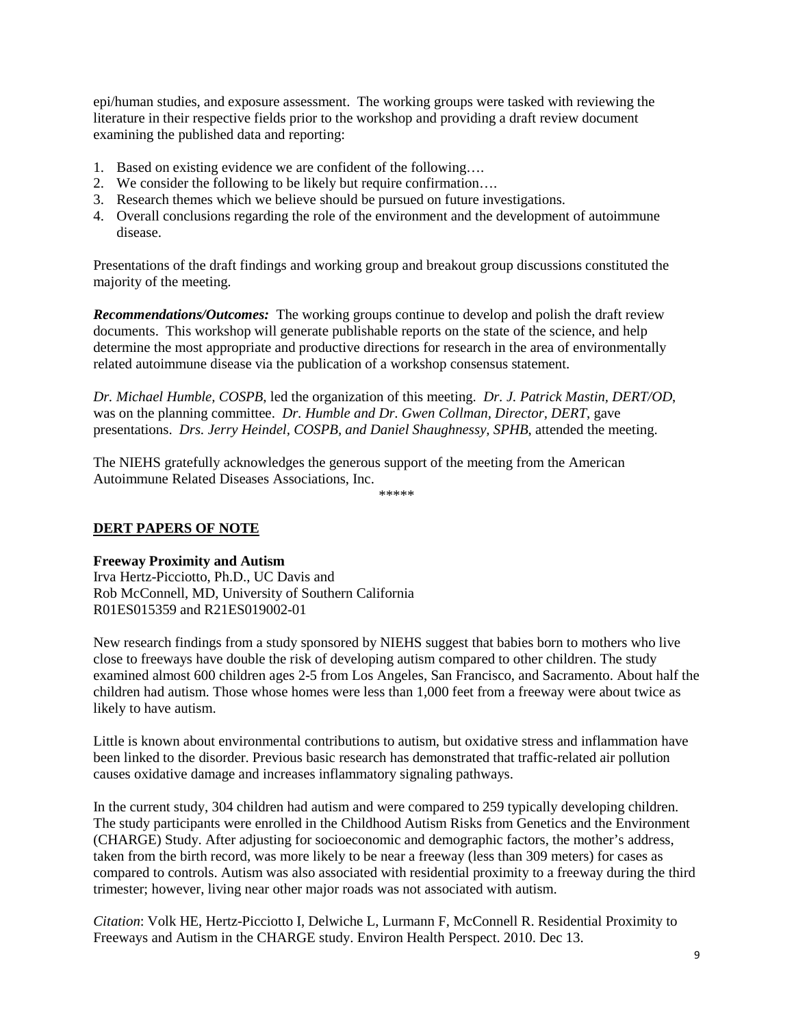epi/human studies, and exposure assessment. The working groups were tasked with reviewing the literature in their respective fields prior to the workshop and providing a draft review document examining the published data and reporting:

1. Based on existing evidence we are confident of the following….
2. We consider the following to be likely but require confirmation….
3. Research themes which we believe should be pursued on future investigations.
4. Overall conclusions regarding the role of the environment and the development of autoimmune disease.

Presentations of the draft findings and working group and breakout group discussions constituted the majority of the meeting.

***Recommendations/Outcomes:*** The working groups continue to develop and polish the draft review documents. This workshop will generate publishable reports on the state of the science, and help determine the most appropriate and productive directions for research in the area of environmentally related autoimmune disease via the publication of a workshop consensus statement.

*Dr. Michael Humble, COSPB*, led the organization of this meeting. *Dr. J. Patrick Mastin, DERT/OD*, was on the planning committee. *Dr. Humble and Dr. Gwen Collman, Director, DERT*, gave presentations. *Drs. Jerry Heindel, COSPB, and Daniel Shaughnessy, SPHB*, attended the meeting.

The NIEHS gratefully acknowledges the generous support of the meeting from the American Autoimmune Related Diseases Associations, Inc.

\*\*\*\*\*

## DERT PAPERS OF NOTE

**Freeway Proximity and Autism**
Irva Hertz-Picciotto, Ph.D., UC Davis and
Rob McConnell, MD, University of Southern California
R01ES015359 and R21ES019002-01

New research findings from a study sponsored by NIEHS suggest that babies born to mothers who live close to freeways have double the risk of developing autism compared to other children. The study examined almost 600 children ages 2-5 from Los Angeles, San Francisco, and Sacramento. About half the children had autism. Those whose homes were less than 1,000 feet from a freeway were about twice as likely to have autism.

Little is known about environmental contributions to autism, but oxidative stress and inflammation have been linked to the disorder. Previous basic research has demonstrated that traffic-related air pollution causes oxidative damage and increases inflammatory signaling pathways.

In the current study, 304 children had autism and were compared to 259 typically developing children. The study participants were enrolled in the Childhood Autism Risks from Genetics and the Environment (CHARGE) Study. After adjusting for socioeconomic and demographic factors, the mother's address, taken from the birth record, was more likely to be near a freeway (less than 309 meters) for cases as compared to controls. Autism was also associated with residential proximity to a freeway during the third trimester; however, living near other major roads was not associated with autism.

*Citation*: Volk HE, Hertz-Picciotto I, Delwiche L, Lurmann F, McConnell R. Residential Proximity to Freeways and Autism in the CHARGE study. Environ Health Perspect. 2010. Dec 13.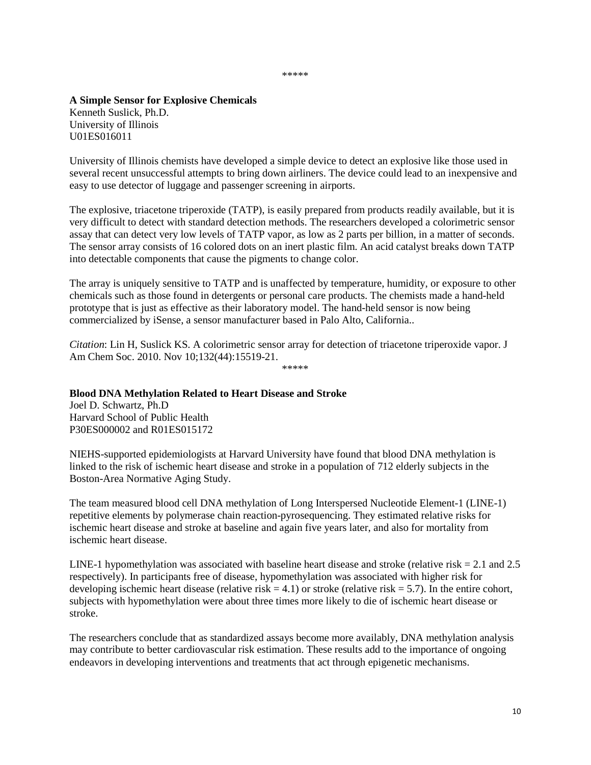*****

**A Simple Sensor for Explosive Chemicals**
Kenneth Suslick, Ph.D.
University of Illinois
U01ES016011

University of Illinois chemists have developed a simple device to detect an explosive like those used in several recent unsuccessful attempts to bring down airliners. The device could lead to an inexpensive and easy to use detector of luggage and passenger screening in airports.

The explosive, triacetone triperoxide (TATP), is easily prepared from products readily available, but it is very difficult to detect with standard detection methods. The researchers developed a colorimetric sensor assay that can detect very low levels of TATP vapor, as low as 2 parts per billion, in a matter of seconds. The sensor array consists of 16 colored dots on an inert plastic film. An acid catalyst breaks down TATP into detectable components that cause the pigments to change color.

The array is uniquely sensitive to TATP and is unaffected by temperature, humidity, or exposure to other chemicals such as those found in detergents or personal care products. The chemists made a hand-held prototype that is just as effective as their laboratory model. The hand-held sensor is now being commercialized by iSense, a sensor manufacturer based in Palo Alto, California..

*Citation*: Lin H, Suslick KS. A colorimetric sensor array for detection of triacetone triperoxide vapor. J Am Chem Soc. 2010. Nov 10;132(44):15519-21.

*****

**Blood DNA Methylation Related to Heart Disease and Stroke**
Joel D. Schwartz, Ph.D
Harvard School of Public Health
P30ES000002 and R01ES015172

NIEHS-supported epidemiologists at Harvard University have found that blood DNA methylation is linked to the risk of ischemic heart disease and stroke in a population of 712 elderly subjects in the Boston-Area Normative Aging Study.

The team measured blood cell DNA methylation of Long Interspersed Nucleotide Element-1 (LINE-1) repetitive elements by polymerase chain reaction-pyrosequencing. They estimated relative risks for ischemic heart disease and stroke at baseline and again five years later, and also for mortality from ischemic heart disease.

LINE-1 hypomethylation was associated with baseline heart disease and stroke (relative risk = 2.1 and 2.5 respectively). In participants free of disease, hypomethylation was associated with higher risk for developing ischemic heart disease (relative risk = 4.1) or stroke (relative risk = 5.7). In the entire cohort, subjects with hypomethylation were about three times more likely to die of ischemic heart disease or stroke.

The researchers conclude that as standardized assays become more availably, DNA methylation analysis may contribute to better cardiovascular risk estimation. These results add to the importance of ongoing endeavors in developing interventions and treatments that act through epigenetic mechanisms.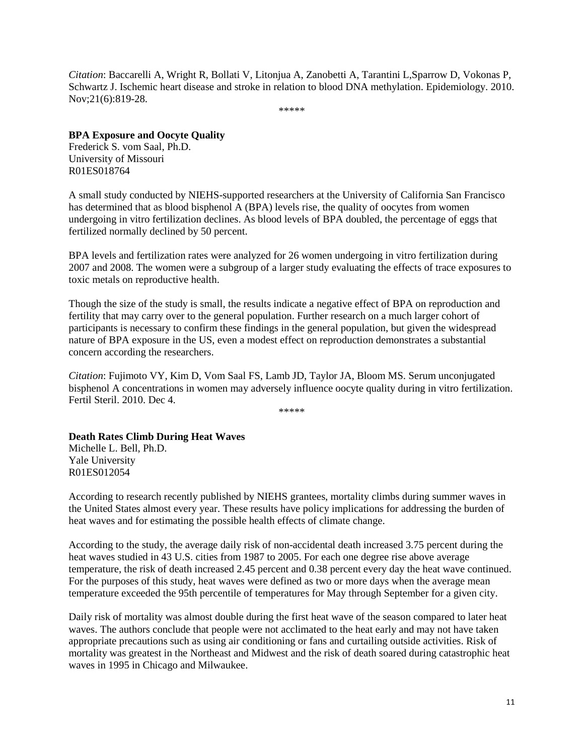*Citation*: Baccarelli A, Wright R, Bollati V, Litonjua A, Zanobetti A, Tarantini L,Sparrow D, Vokonas P, Schwartz J. Ischemic heart disease and stroke in relation to blood DNA methylation. Epidemiology. 2010. Nov;21(6):819-28.

\*\*\*\*\*

**BPA Exposure and Oocyte Quality**
Frederick S. vom Saal, Ph.D.
University of Missouri
R01ES018764

A small study conducted by NIEHS-supported researchers at the University of California San Francisco has determined that as blood bisphenol A (BPA) levels rise, the quality of oocytes from women undergoing in vitro fertilization declines. As blood levels of BPA doubled, the percentage of eggs that fertilized normally declined by 50 percent.

BPA levels and fertilization rates were analyzed for 26 women undergoing in vitro fertilization during 2007 and 2008. The women were a subgroup of a larger study evaluating the effects of trace exposures to toxic metals on reproductive health.

Though the size of the study is small, the results indicate a negative effect of BPA on reproduction and fertility that may carry over to the general population. Further research on a much larger cohort of participants is necessary to confirm these findings in the general population, but given the widespread nature of BPA exposure in the US, even a modest effect on reproduction demonstrates a substantial concern according the researchers.

*Citation*: Fujimoto VY, Kim D, Vom Saal FS, Lamb JD, Taylor JA, Bloom MS. Serum unconjugated bisphenol A concentrations in women may adversely influence oocyte quality during in vitro fertilization. Fertil Steril. 2010. Dec 4.

\*\*\*\*\*

**Death Rates Climb During Heat Waves**
Michelle L. Bell, Ph.D.
Yale University
R01ES012054

According to research recently published by NIEHS grantees, mortality climbs during summer waves in the United States almost every year. These results have policy implications for addressing the burden of heat waves and for estimating the possible health effects of climate change.

According to the study, the average daily risk of non-accidental death increased 3.75 percent during the heat waves studied in 43 U.S. cities from 1987 to 2005. For each one degree rise above average temperature, the risk of death increased 2.45 percent and 0.38 percent every day the heat wave continued. For the purposes of this study, heat waves were defined as two or more days when the average mean temperature exceeded the 95th percentile of temperatures for May through September for a given city.

Daily risk of mortality was almost double during the first heat wave of the season compared to later heat waves. The authors conclude that people were not acclimated to the heat early and may not have taken appropriate precautions such as using air conditioning or fans and curtailing outside activities. Risk of mortality was greatest in the Northeast and Midwest and the risk of death soared during catastrophic heat waves in 1995 in Chicago and Milwaukee.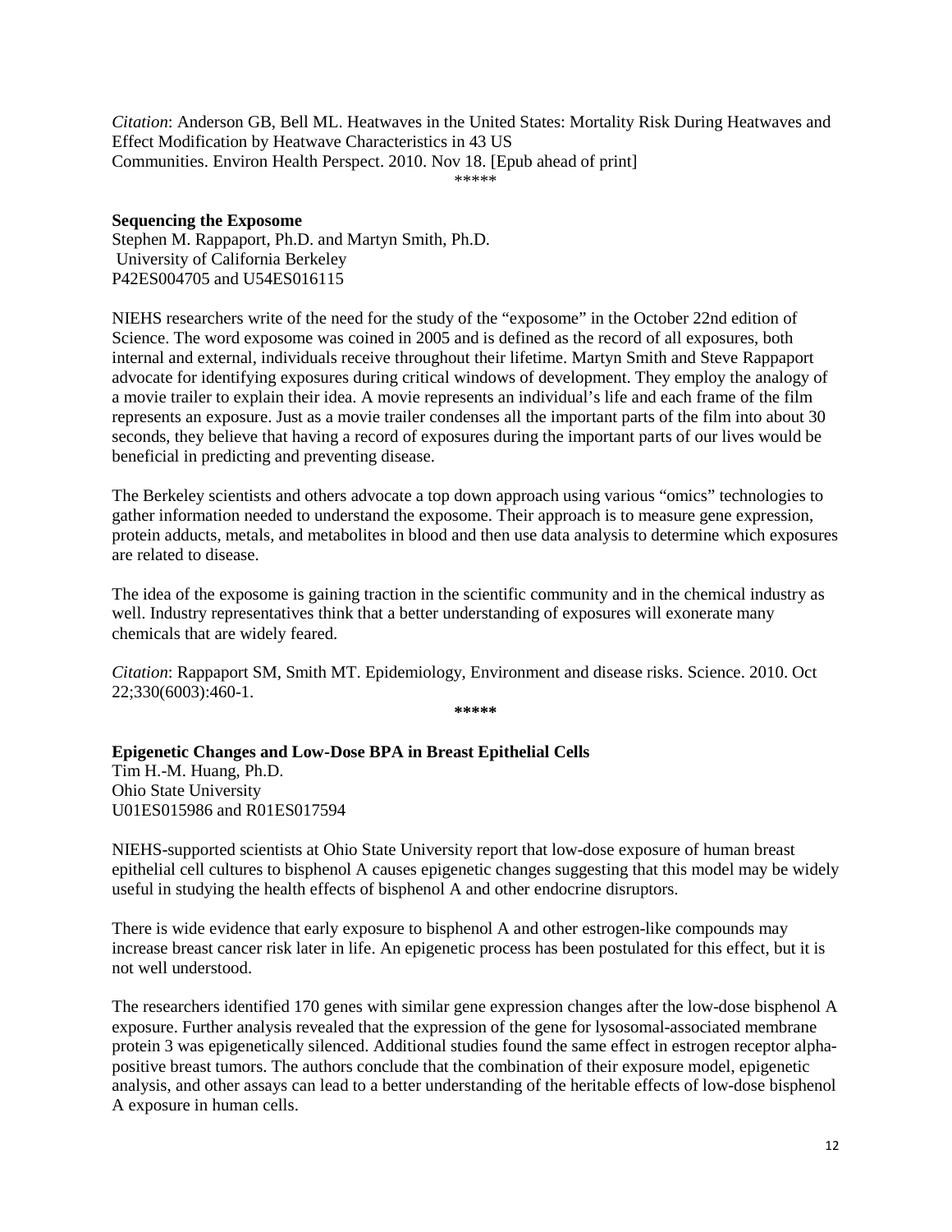*Citation*: Anderson GB, Bell ML. Heatwaves in the United States: Mortality Risk During Heatwaves and Effect Modification by Heatwave Characteristics in 43 US Communities. Environ Health Perspect. 2010. Nov 18. [Epub ahead of print]

*****

**Sequencing the Exposome**
Stephen M. Rappaport, Ph.D. and Martyn Smith, Ph.D.
University of California Berkeley
P42ES004705 and U54ES016115

NIEHS researchers write of the need for the study of the "exposome" in the October 22nd edition of Science. The word exposome was coined in 2005 and is defined as the record of all exposures, both internal and external, individuals receive throughout their lifetime. Martyn Smith and Steve Rappaport advocate for identifying exposures during critical windows of development. They employ the analogy of a movie trailer to explain their idea. A movie represents an individual's life and each frame of the film represents an exposure. Just as a movie trailer condenses all the important parts of the film into about 30 seconds, they believe that having a record of exposures during the important parts of our lives would be beneficial in predicting and preventing disease.

The Berkeley scientists and others advocate a top down approach using various "omics" technologies to gather information needed to understand the exposome. Their approach is to measure gene expression, protein adducts, metals, and metabolites in blood and then use data analysis to determine which exposures are related to disease.

The idea of the exposome is gaining traction in the scientific community and in the chemical industry as well. Industry representatives think that a better understanding of exposures will exonerate many chemicals that are widely feared.

*Citation*: Rappaport SM, Smith MT. Epidemiology, Environment and disease risks. Science. 2010. Oct 22;330(6003):460-1.

**\*\*\*\*\***

**Epigenetic Changes and Low-Dose BPA in Breast Epithelial Cells**
Tim H.-M. Huang, Ph.D.
Ohio State University
U01ES015986 and R01ES017594

NIEHS-supported scientists at Ohio State University report that low-dose exposure of human breast epithelial cell cultures to bisphenol A causes epigenetic changes suggesting that this model may be widely useful in studying the health effects of bisphenol A and other endocrine disruptors.

There is wide evidence that early exposure to bisphenol A and other estrogen-like compounds may increase breast cancer risk later in life. An epigenetic process has been postulated for this effect, but it is not well understood.

The researchers identified 170 genes with similar gene expression changes after the low-dose bisphenol A exposure. Further analysis revealed that the expression of the gene for lysosomal-associated membrane protein 3 was epigenetically silenced. Additional studies found the same effect in estrogen receptor alpha-positive breast tumors. The authors conclude that the combination of their exposure model, epigenetic analysis, and other assays can lead to a better understanding of the heritable effects of low-dose bisphenol A exposure in human cells.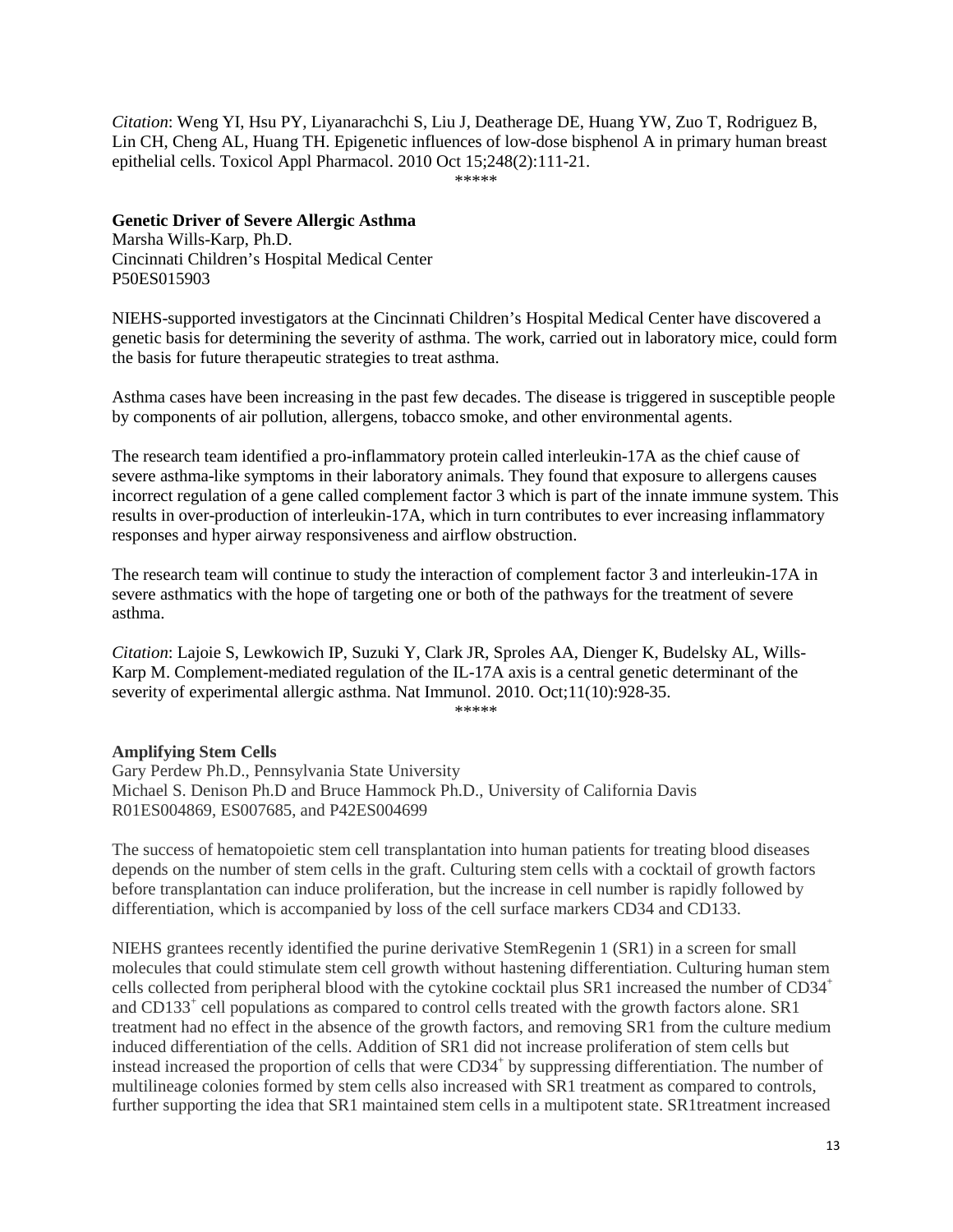*Citation*: Weng YI, Hsu PY, Liyanarachchi S, Liu J, Deatherage DE, Huang YW, Zuo T, Rodriguez B, Lin CH, Cheng AL, Huang TH. Epigenetic influences of low-dose bisphenol A in primary human breast epithelial cells. Toxicol Appl Pharmacol. 2010 Oct 15;248(2):111-21.

*****

**Genetic Driver of Severe Allergic Asthma**
Marsha Wills-Karp, Ph.D.
Cincinnati Children's Hospital Medical Center
P50ES015903

NIEHS-supported investigators at the Cincinnati Children's Hospital Medical Center have discovered a genetic basis for determining the severity of asthma. The work, carried out in laboratory mice, could form the basis for future therapeutic strategies to treat asthma.

Asthma cases have been increasing in the past few decades. The disease is triggered in susceptible people by components of air pollution, allergens, tobacco smoke, and other environmental agents.

The research team identified a pro-inflammatory protein called interleukin-17A as the chief cause of severe asthma-like symptoms in their laboratory animals. They found that exposure to allergens causes incorrect regulation of a gene called complement factor 3 which is part of the innate immune system. This results in over-production of interleukin-17A, which in turn contributes to ever increasing inflammatory responses and hyper airway responsiveness and airflow obstruction.

The research team will continue to study the interaction of complement factor 3 and interleukin-17A in severe asthmatics with the hope of targeting one or both of the pathways for the treatment of severe asthma.

*Citation*: Lajoie S, Lewkowich IP, Suzuki Y, Clark JR, Sproles AA, Dienger K, Budelsky AL, Wills-Karp M. Complement-mediated regulation of the IL-17A axis is a central genetic determinant of the severity of experimental allergic asthma. Nat Immunol. 2010. Oct;11(10):928-35.

*****

**Amplifying Stem Cells**
Gary Perdew Ph.D., Pennsylvania State University
Michael S. Denison Ph.D and Bruce Hammock Ph.D., University of California Davis
R01ES004869, ES007685, and P42ES004699

The success of hematopoietic stem cell transplantation into human patients for treating blood diseases depends on the number of stem cells in the graft. Culturing stem cells with a cocktail of growth factors before transplantation can induce proliferation, but the increase in cell number is rapidly followed by differentiation, which is accompanied by loss of the cell surface markers CD34 and CD133.

NIEHS grantees recently identified the purine derivative StemRegenin 1 (SR1) in a screen for small molecules that could stimulate stem cell growth without hastening differentiation. Culturing human stem cells collected from peripheral blood with the cytokine cocktail plus SR1 increased the number of $CD34^+$ and $CD133^+$ cell populations as compared to control cells treated with the growth factors alone. SR1 treatment had no effect in the absence of the growth factors, and removing SR1 from the culture medium induced differentiation of the cells. Addition of SR1 did not increase proliferation of stem cells but instead increased the proportion of cells that were $CD34^+$ by suppressing differentiation. The number of multilineage colonies formed by stem cells also increased with SR1 treatment as compared to controls, further supporting the idea that SR1 maintained stem cells in a multipotent state. SR1treatment increased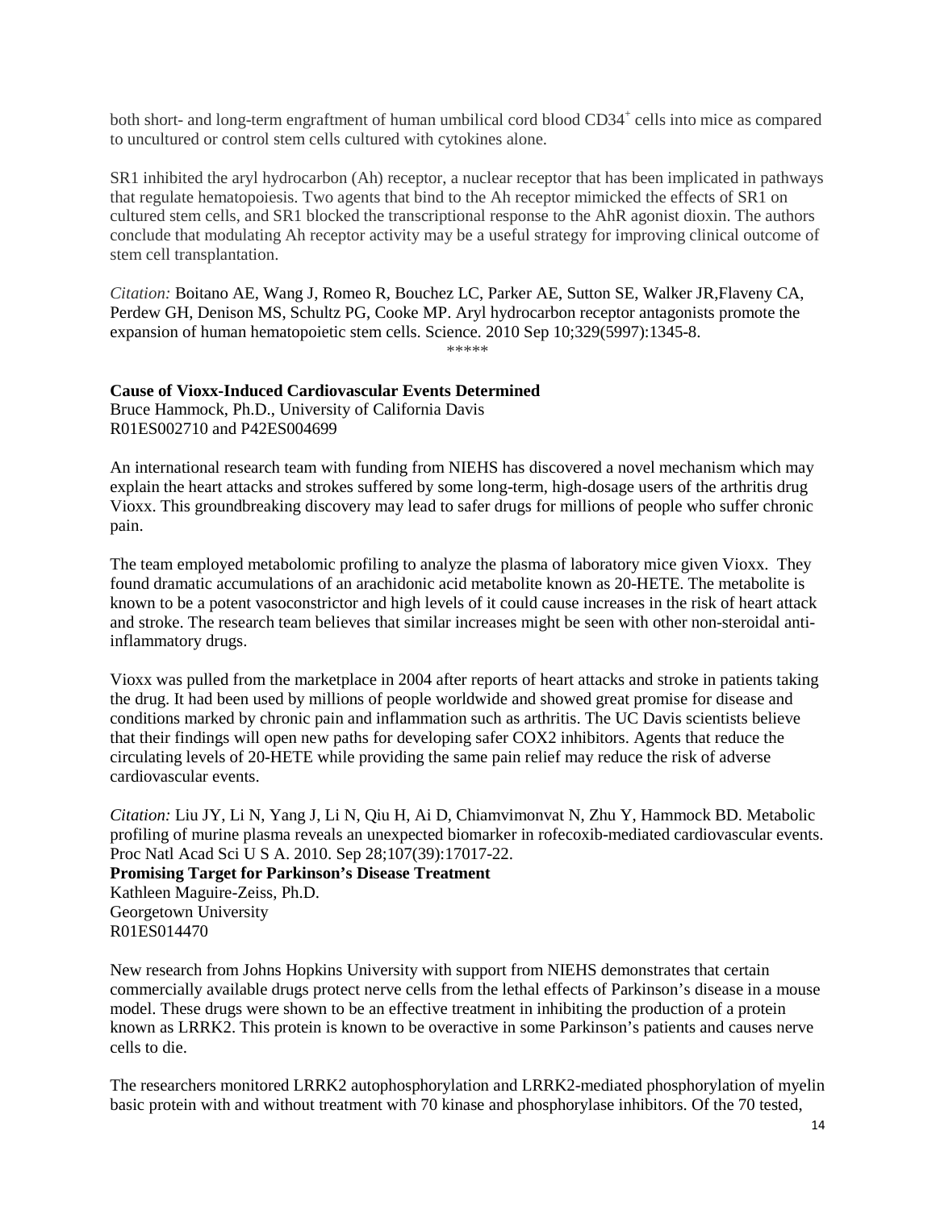both short- and long-term engraftment of human umbilical cord blood CD34$^+$ cells into mice as compared to uncultured or control stem cells cultured with cytokines alone.

SR1 inhibited the aryl hydrocarbon (Ah) receptor, a nuclear receptor that has been implicated in pathways that regulate hematopoiesis. Two agents that bind to the Ah receptor mimicked the effects of SR1 on cultured stem cells, and SR1 blocked the transcriptional response to the AhR agonist dioxin. The authors conclude that modulating Ah receptor activity may be a useful strategy for improving clinical outcome of stem cell transplantation.

*Citation:* Boitano AE, Wang J, Romeo R, Bouchez LC, Parker AE, Sutton SE, Walker JR,Flaveny CA, Perdew GH, Denison MS, Schultz PG, Cooke MP. Aryl hydrocarbon receptor antagonists promote the expansion of human hematopoietic stem cells. Science. 2010 Sep 10;329(5997):1345-8.

*****

**Cause of Vioxx-Induced Cardiovascular Events Determined**
Bruce Hammock, Ph.D., University of California Davis
R01ES002710 and P42ES004699

An international research team with funding from NIEHS has discovered a novel mechanism which may explain the heart attacks and strokes suffered by some long-term, high-dosage users of the arthritis drug Vioxx. This groundbreaking discovery may lead to safer drugs for millions of people who suffer chronic pain.

The team employed metabolomic profiling to analyze the plasma of laboratory mice given Vioxx. They found dramatic accumulations of an arachidonic acid metabolite known as 20-HETE. The metabolite is known to be a potent vasoconstrictor and high levels of it could cause increases in the risk of heart attack and stroke. The research team believes that similar increases might be seen with other non-steroidal anti-inflammatory drugs.

Vioxx was pulled from the marketplace in 2004 after reports of heart attacks and stroke in patients taking the drug. It had been used by millions of people worldwide and showed great promise for disease and conditions marked by chronic pain and inflammation such as arthritis. The UC Davis scientists believe that their findings will open new paths for developing safer COX2 inhibitors. Agents that reduce the circulating levels of 20-HETE while providing the same pain relief may reduce the risk of adverse cardiovascular events.

*Citation:* Liu JY, Li N, Yang J, Li N, Qiu H, Ai D, Chiamvimonvat N, Zhu Y, Hammock BD. Metabolic profiling of murine plasma reveals an unexpected biomarker in rofecoxib-mediated cardiovascular events. Proc Natl Acad Sci U S A. 2010. Sep 28;107(39):17017-22.

**Promising Target for Parkinson's Disease Treatment**
Kathleen Maguire-Zeiss, Ph.D.
Georgetown University
R01ES014470

New research from Johns Hopkins University with support from NIEHS demonstrates that certain commercially available drugs protect nerve cells from the lethal effects of Parkinson's disease in a mouse model. These drugs were shown to be an effective treatment in inhibiting the production of a protein known as LRRK2. This protein is known to be overactive in some Parkinson's patients and causes nerve cells to die.

The researchers monitored LRRK2 autophosphorylation and LRRK2-mediated phosphorylation of myelin basic protein with and without treatment with 70 kinase and phosphorylase inhibitors. Of the 70 tested,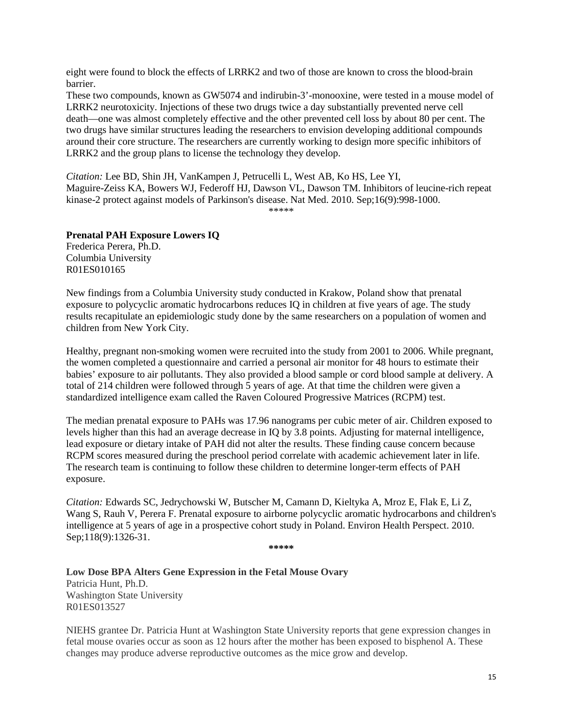eight were found to block the effects of LRRK2 and two of those are known to cross the blood-brain barrier.
These two compounds, known as GW5074 and indirubin-3'-monooxine, were tested in a mouse model of LRRK2 neurotoxicity. Injections of these two drugs twice a day substantially prevented nerve cell death—one was almost completely effective and the other prevented cell loss by about 80 per cent. The two drugs have similar structures leading the researchers to envision developing additional compounds around their core structure. The researchers are currently working to design more specific inhibitors of LRRK2 and the group plans to license the technology they develop.

*Citation:* Lee BD, Shin JH, VanKampen J, Petrucelli L, West AB, Ko HS, Lee YI, Maguire-Zeiss KA, Bowers WJ, Federoff HJ, Dawson VL, Dawson TM. Inhibitors of leucine-rich repeat kinase-2 protect against models of Parkinson's disease. Nat Med. 2010. Sep;16(9):998-1000.

*****

**Prenatal PAH Exposure Lowers IQ**
Frederica Perera, Ph.D.
Columbia University
R01ES010165

New findings from a Columbia University study conducted in Krakow, Poland show that prenatal exposure to polycyclic aromatic hydrocarbons reduces IQ in children at five years of age. The study results recapitulate an epidemiologic study done by the same researchers on a population of women and children from New York City.

Healthy, pregnant non-smoking women were recruited into the study from 2001 to 2006. While pregnant, the women completed a questionnaire and carried a personal air monitor for 48 hours to estimate their babies' exposure to air pollutants. They also provided a blood sample or cord blood sample at delivery. A total of 214 children were followed through 5 years of age. At that time the children were given a standardized intelligence exam called the Raven Coloured Progressive Matrices (RCPM) test.

The median prenatal exposure to PAHs was 17.96 nanograms per cubic meter of air. Children exposed to levels higher than this had an average decrease in IQ by 3.8 points. Adjusting for maternal intelligence, lead exposure or dietary intake of PAH did not alter the results. These finding cause concern because RCPM scores measured during the preschool period correlate with academic achievement later in life. The research team is continuing to follow these children to determine longer-term effects of PAH exposure.

*Citation:* Edwards SC, Jedrychowski W, Butscher M, Camann D, Kieltyka A, Mroz E, Flak E, Li Z, Wang S, Rauh V, Perera F. Prenatal exposure to airborne polycyclic aromatic hydrocarbons and children's intelligence at 5 years of age in a prospective cohort study in Poland. Environ Health Perspect. 2010. Sep;118(9):1326-31.

*****

**Low Dose BPA Alters Gene Expression in the Fetal Mouse Ovary**
Patricia Hunt, Ph.D.
Washington State University
R01ES013527

NIEHS grantee Dr. Patricia Hunt at Washington State University reports that gene expression changes in fetal mouse ovaries occur as soon as 12 hours after the mother has been exposed to bisphenol A. These changes may produce adverse reproductive outcomes as the mice grow and develop.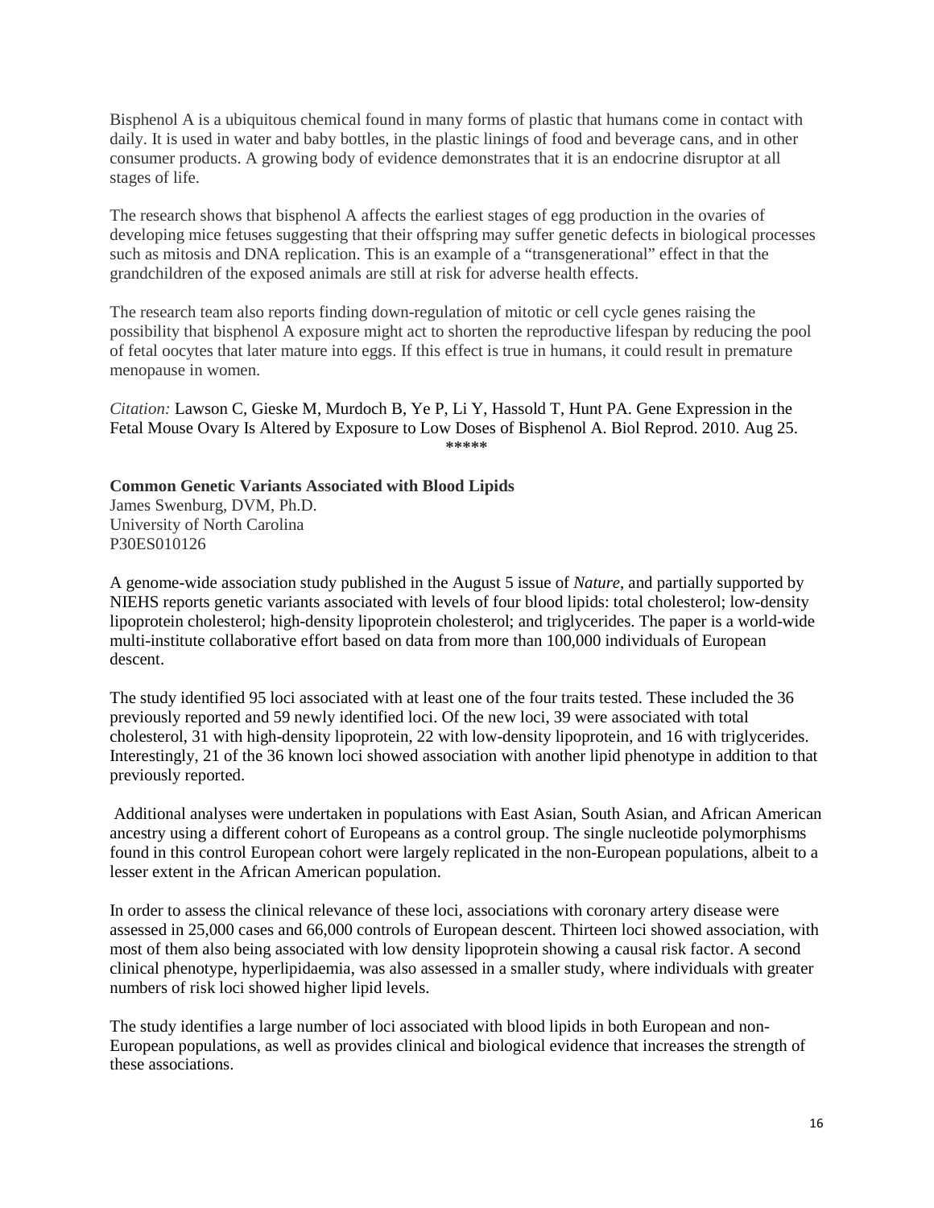Bisphenol A is a ubiquitous chemical found in many forms of plastic that humans come in contact with daily. It is used in water and baby bottles, in the plastic linings of food and beverage cans, and in other consumer products. A growing body of evidence demonstrates that it is an endocrine disruptor at all stages of life.

The research shows that bisphenol A affects the earliest stages of egg production in the ovaries of developing mice fetuses suggesting that their offspring may suffer genetic defects in biological processes such as mitosis and DNA replication. This is an example of a "transgenerational" effect in that the grandchildren of the exposed animals are still at risk for adverse health effects.

The research team also reports finding down-regulation of mitotic or cell cycle genes raising the possibility that bisphenol A exposure might act to shorten the reproductive lifespan by reducing the pool of fetal oocytes that later mature into eggs. If this effect is true in humans, it could result in premature menopause in women.

*Citation:* Lawson C, Gieske M, Murdoch B, Ye P, Li Y, Hassold T, Hunt PA. Gene Expression in the Fetal Mouse Ovary Is Altered by Exposure to Low Doses of Bisphenol A. Biol Reprod. 2010. Aug 25.

*****

**Common Genetic Variants Associated with Blood Lipids**
James Swenburg, DVM, Ph.D.
University of North Carolina
P30ES010126

A genome-wide association study published in the August 5 issue of *Nature*, and partially supported by NIEHS reports genetic variants associated with levels of four blood lipids: total cholesterol; low-density lipoprotein cholesterol; high-density lipoprotein cholesterol; and triglycerides. The paper is a world-wide multi-institute collaborative effort based on data from more than 100,000 individuals of European descent.

The study identified 95 loci associated with at least one of the four traits tested. These included the 36 previously reported and 59 newly identified loci. Of the new loci, 39 were associated with total cholesterol, 31 with high-density lipoprotein, 22 with low-density lipoprotein, and 16 with triglycerides. Interestingly, 21 of the 36 known loci showed association with another lipid phenotype in addition to that previously reported.

Additional analyses were undertaken in populations with East Asian, South Asian, and African American ancestry using a different cohort of Europeans as a control group. The single nucleotide polymorphisms found in this control European cohort were largely replicated in the non-European populations, albeit to a lesser extent in the African American population.

In order to assess the clinical relevance of these loci, associations with coronary artery disease were assessed in 25,000 cases and 66,000 controls of European descent. Thirteen loci showed association, with most of them also being associated with low density lipoprotein showing a causal risk factor. A second clinical phenotype, hyperlipidaemia, was also assessed in a smaller study, where individuals with greater numbers of risk loci showed higher lipid levels.

The study identifies a large number of loci associated with blood lipids in both European and non-European populations, as well as provides clinical and biological evidence that increases the strength of these associations.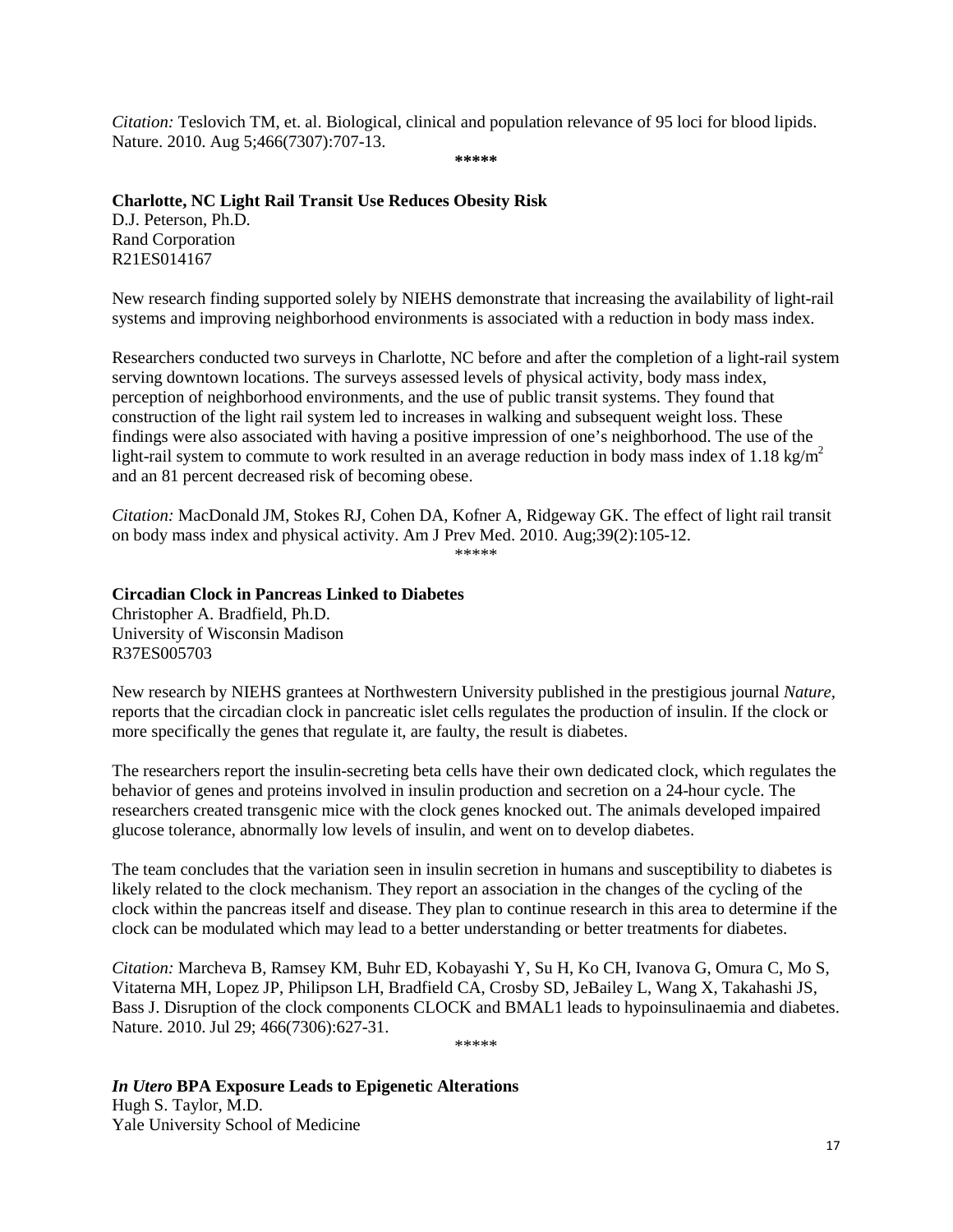*Citation:* Teslovich TM, et. al. Biological, clinical and population relevance of 95 loci for blood lipids. Nature. 2010. Aug 5;466(7307):707-13.

*****

**Charlotte, NC Light Rail Transit Use Reduces Obesity Risk**
D.J. Peterson, Ph.D.
Rand Corporation
R21ES014167

New research finding supported solely by NIEHS demonstrate that increasing the availability of light-rail systems and improving neighborhood environments is associated with a reduction in body mass index.

Researchers conducted two surveys in Charlotte, NC before and after the completion of a light-rail system serving downtown locations. The surveys assessed levels of physical activity, body mass index, perception of neighborhood environments, and the use of public transit systems. They found that construction of the light rail system led to increases in walking and subsequent weight loss. These findings were also associated with having a positive impression of one's neighborhood. The use of the light-rail system to commute to work resulted in an average reduction in body mass index of 1.18 $kg/m^2$ and an 81 percent decreased risk of becoming obese.

*Citation:* MacDonald JM, Stokes RJ, Cohen DA, Kofner A, Ridgeway GK. The effect of light rail transit on body mass index and physical activity. Am J Prev Med. 2010. Aug;39(2):105-12.

*****

**Circadian Clock in Pancreas Linked to Diabetes**
Christopher A. Bradfield, Ph.D.
University of Wisconsin Madison
R37ES005703

New research by NIEHS grantees at Northwestern University published in the prestigious journal *Nature*, reports that the circadian clock in pancreatic islet cells regulates the production of insulin. If the clock or more specifically the genes that regulate it, are faulty, the result is diabetes.

The researchers report the insulin-secreting beta cells have their own dedicated clock, which regulates the behavior of genes and proteins involved in insulin production and secretion on a 24-hour cycle. The researchers created transgenic mice with the clock genes knocked out. The animals developed impaired glucose tolerance, abnormally low levels of insulin, and went on to develop diabetes.

The team concludes that the variation seen in insulin secretion in humans and susceptibility to diabetes is likely related to the clock mechanism. They report an association in the changes of the cycling of the clock within the pancreas itself and disease. They plan to continue research in this area to determine if the clock can be modulated which may lead to a better understanding or better treatments for diabetes.

*Citation:* Marcheva B, Ramsey KM, Buhr ED, Kobayashi Y, Su H, Ko CH, Ivanova G, Omura C, Mo S, Vitaterna MH, Lopez JP, Philipson LH, Bradfield CA, Crosby SD, JeBailey L, Wang X, Takahashi JS, Bass J. Disruption of the clock components CLOCK and BMAL1 leads to hypoinsulinaemia and diabetes. Nature. 2010. Jul 29; 466(7306):627-31.

*****

***In Utero* BPA Exposure Leads to Epigenetic Alterations**
Hugh S. Taylor, M.D.
Yale University School of Medicine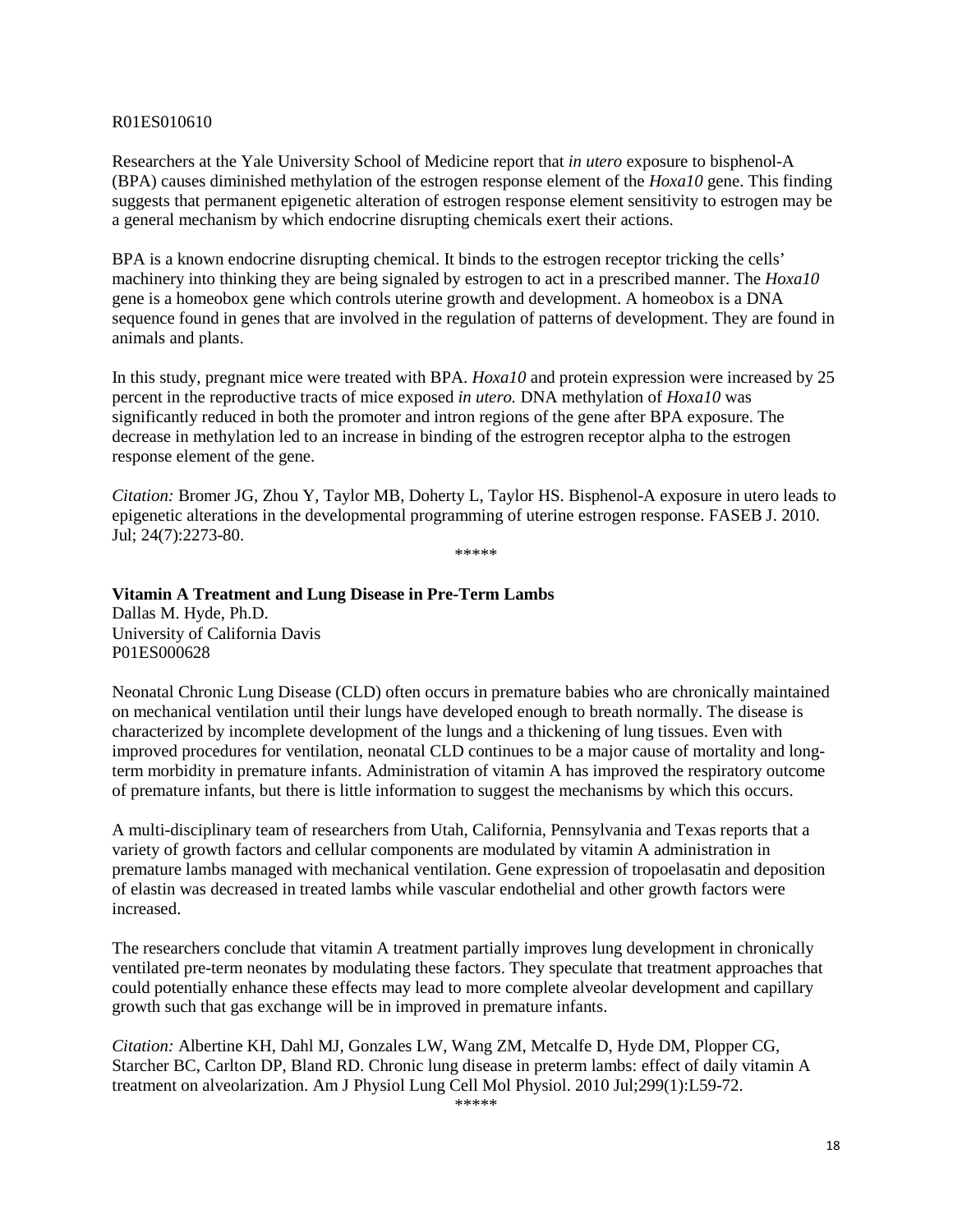R01ES010610

Researchers at the Yale University School of Medicine report that *in utero* exposure to bisphenol-A (BPA) causes diminished methylation of the estrogen response element of the *Hoxa10* gene. This finding suggests that permanent epigenetic alteration of estrogen response element sensitivity to estrogen may be a general mechanism by which endocrine disrupting chemicals exert their actions.

BPA is a known endocrine disrupting chemical. It binds to the estrogen receptor tricking the cells' machinery into thinking they are being signaled by estrogen to act in a prescribed manner. The *Hoxa10* gene is a homeobox gene which controls uterine growth and development. A homeobox is a DNA sequence found in genes that are involved in the regulation of patterns of development. They are found in animals and plants.

In this study, pregnant mice were treated with BPA. *Hoxa10* and protein expression were increased by 25 percent in the reproductive tracts of mice exposed *in utero.* DNA methylation of *Hoxa10* was significantly reduced in both the promoter and intron regions of the gene after BPA exposure. The decrease in methylation led to an increase in binding of the estrogren receptor alpha to the estrogen response element of the gene.

*Citation:* Bromer JG, Zhou Y, Taylor MB, Doherty L, Taylor HS. Bisphenol-A exposure in utero leads to epigenetic alterations in the developmental programming of uterine estrogen response. FASEB J. 2010. Jul; 24(7):2273-80.

*****

**Vitamin A Treatment and Lung Disease in Pre-Term Lambs**
Dallas M. Hyde, Ph.D.
University of California Davis
P01ES000628

Neonatal Chronic Lung Disease (CLD) often occurs in premature babies who are chronically maintained on mechanical ventilation until their lungs have developed enough to breath normally. The disease is characterized by incomplete development of the lungs and a thickening of lung tissues. Even with improved procedures for ventilation, neonatal CLD continues to be a major cause of mortality and long-term morbidity in premature infants. Administration of vitamin A has improved the respiratory outcome of premature infants, but there is little information to suggest the mechanisms by which this occurs.

A multi-disciplinary team of researchers from Utah, California, Pennsylvania and Texas reports that a variety of growth factors and cellular components are modulated by vitamin A administration in premature lambs managed with mechanical ventilation. Gene expression of tropoelasatin and deposition of elastin was decreased in treated lambs while vascular endothelial and other growth factors were increased.

The researchers conclude that vitamin A treatment partially improves lung development in chronically ventilated pre-term neonates by modulating these factors. They speculate that treatment approaches that could potentially enhance these effects may lead to more complete alveolar development and capillary growth such that gas exchange will be in improved in premature infants.

*Citation:* Albertine KH, Dahl MJ, Gonzales LW, Wang ZM, Metcalfe D, Hyde DM, Plopper CG, Starcher BC, Carlton DP, Bland RD. Chronic lung disease in preterm lambs: effect of daily vitamin A treatment on alveolarization. Am J Physiol Lung Cell Mol Physiol. 2010 Jul;299(1):L59-72.

*****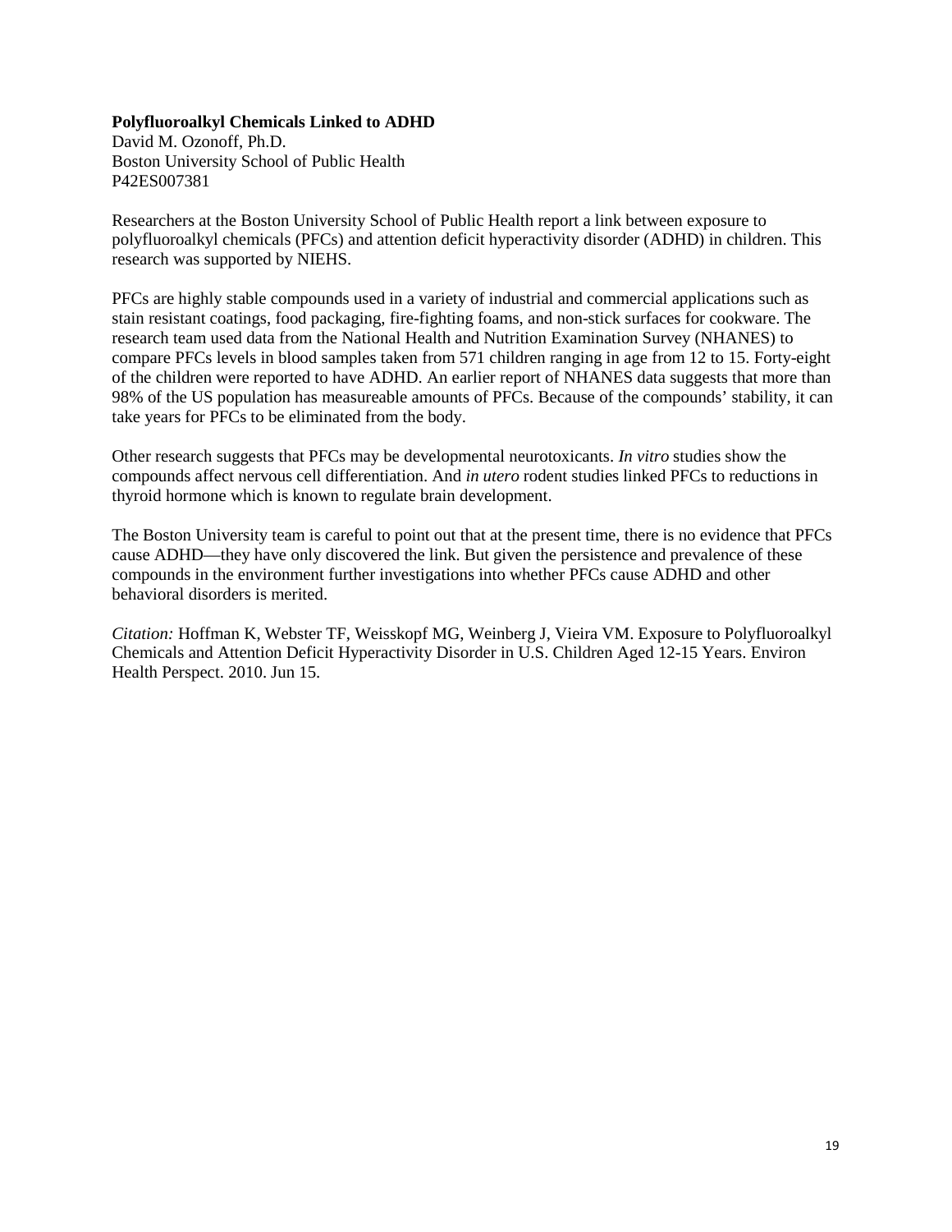**Polyfluoroalkyl Chemicals Linked to ADHD**
David M. Ozonoff, Ph.D.
Boston University School of Public Health
P42ES007381

Researchers at the Boston University School of Public Health report a link between exposure to polyfluoroalkyl chemicals (PFCs) and attention deficit hyperactivity disorder (ADHD) in children. This research was supported by NIEHS.

PFCs are highly stable compounds used in a variety of industrial and commercial applications such as stain resistant coatings, food packaging, fire-fighting foams, and non-stick surfaces for cookware. The research team used data from the National Health and Nutrition Examination Survey (NHANES) to compare PFCs levels in blood samples taken from 571 children ranging in age from 12 to 15. Forty-eight of the children were reported to have ADHD. An earlier report of NHANES data suggests that more than 98% of the US population has measureable amounts of PFCs. Because of the compounds' stability, it can take years for PFCs to be eliminated from the body.

Other research suggests that PFCs may be developmental neurotoxicants. *In vitro* studies show the compounds affect nervous cell differentiation. And *in utero* rodent studies linked PFCs to reductions in thyroid hormone which is known to regulate brain development.

The Boston University team is careful to point out that at the present time, there is no evidence that PFCs cause ADHD—they have only discovered the link. But given the persistence and prevalence of these compounds in the environment further investigations into whether PFCs cause ADHD and other behavioral disorders is merited.

*Citation:* Hoffman K, Webster TF, Weisskopf MG, Weinberg J, Vieira VM. Exposure to Polyfluoroalkyl Chemicals and Attention Deficit Hyperactivity Disorder in U.S. Children Aged 12-15 Years. Environ Health Perspect. 2010. Jun 15.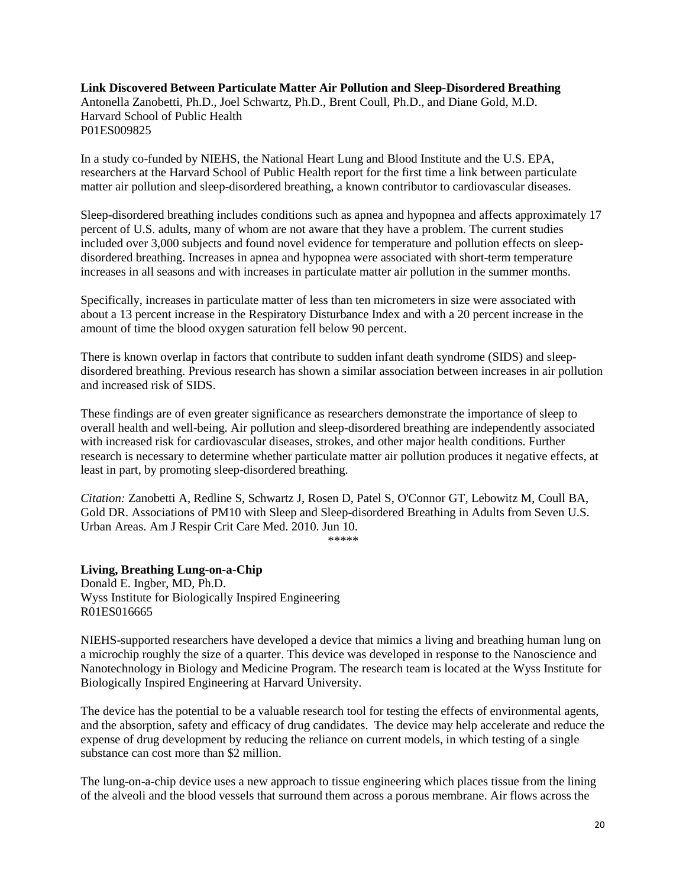**Link Discovered Between Particulate Matter Air Pollution and Sleep-Disordered Breathing**
Antonella Zanobetti, Ph.D., Joel Schwartz, Ph.D., Brent Coull, Ph.D., and Diane Gold, M.D.
Harvard School of Public Health
P01ES009825

In a study co-funded by NIEHS, the National Heart Lung and Blood Institute and the U.S. EPA, researchers at the Harvard School of Public Health report for the first time a link between particulate matter air pollution and sleep-disordered breathing, a known contributor to cardiovascular diseases.

Sleep-disordered breathing includes conditions such as apnea and hypopnea and affects approximately 17 percent of U.S. adults, many of whom are not aware that they have a problem. The current studies included over 3,000 subjects and found novel evidence for temperature and pollution effects on sleep-disordered breathing. Increases in apnea and hypopnea were associated with short-term temperature increases in all seasons and with increases in particulate matter air pollution in the summer months.

Specifically, increases in particulate matter of less than ten micrometers in size were associated with about a 13 percent increase in the Respiratory Disturbance Index and with a 20 percent increase in the amount of time the blood oxygen saturation fell below 90 percent.

There is known overlap in factors that contribute to sudden infant death syndrome (SIDS) and sleep-disordered breathing. Previous research has shown a similar association between increases in air pollution and increased risk of SIDS.

These findings are of even greater significance as researchers demonstrate the importance of sleep to overall health and well-being. Air pollution and sleep-disordered breathing are independently associated with increased risk for cardiovascular diseases, strokes, and other major health conditions. Further research is necessary to determine whether particulate matter air pollution produces it negative effects, at least in part, by promoting sleep-disordered breathing.

*Citation:* Zanobetti A, Redline S, Schwartz J, Rosen D, Patel S, O'Connor GT, Lebowitz M, Coull BA, Gold DR. Associations of PM10 with Sleep and Sleep-disordered Breathing in Adults from Seven U.S. Urban Areas. Am J Respir Crit Care Med. 2010. Jun 10.

\*\*\*\*\*

**Living, Breathing Lung-on-a-Chip**
Donald E. Ingber, MD, Ph.D.
Wyss Institute for Biologically Inspired Engineering
R01ES016665

NIEHS-supported researchers have developed a device that mimics a living and breathing human lung on a microchip roughly the size of a quarter. This device was developed in response to the Nanoscience and Nanotechnology in Biology and Medicine Program. The research team is located at the Wyss Institute for Biologically Inspired Engineering at Harvard University.

The device has the potential to be a valuable research tool for testing the effects of environmental agents, and the absorption, safety and efficacy of drug candidates. The device may help accelerate and reduce the expense of drug development by reducing the reliance on current models, in which testing of a single substance can cost more than $2 million.

The lung-on-a-chip device uses a new approach to tissue engineering which places tissue from the lining of the alveoli and the blood vessels that surround them across a porous membrane. Air flows across the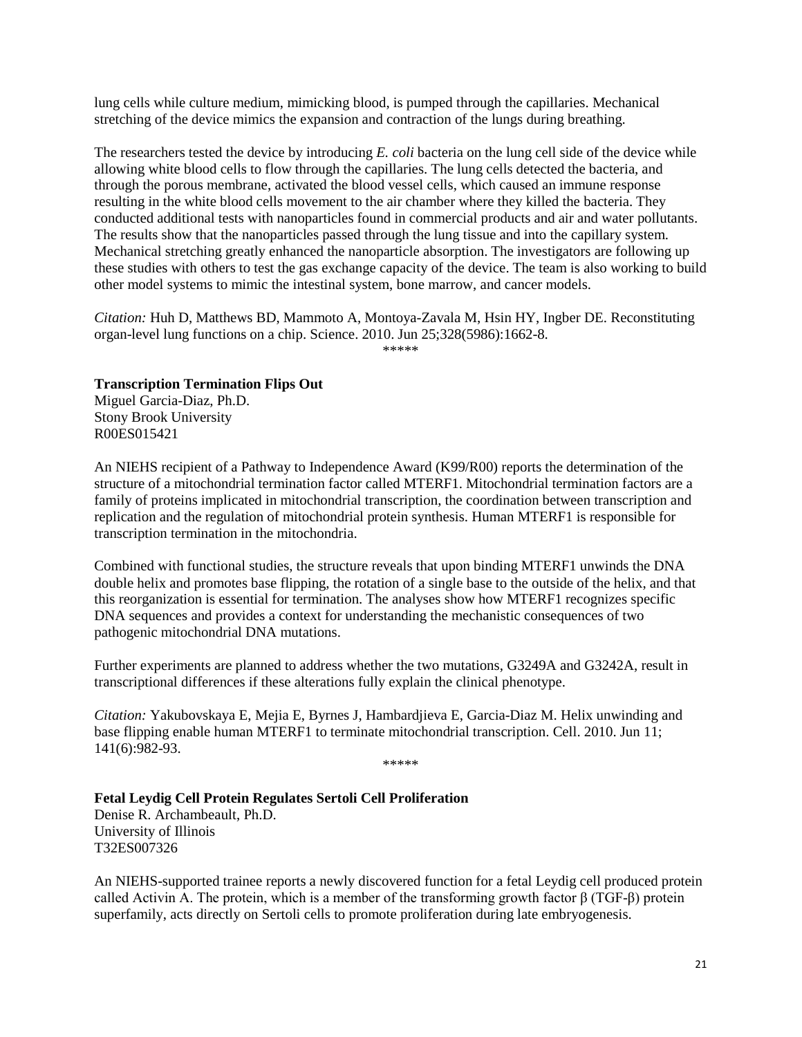lung cells while culture medium, mimicking blood, is pumped through the capillaries. Mechanical stretching of the device mimics the expansion and contraction of the lungs during breathing.

The researchers tested the device by introducing *E. coli* bacteria on the lung cell side of the device while allowing white blood cells to flow through the capillaries. The lung cells detected the bacteria, and through the porous membrane, activated the blood vessel cells, which caused an immune response resulting in the white blood cells movement to the air chamber where they killed the bacteria. They conducted additional tests with nanoparticles found in commercial products and air and water pollutants. The results show that the nanoparticles passed through the lung tissue and into the capillary system. Mechanical stretching greatly enhanced the nanoparticle absorption. The investigators are following up these studies with others to test the gas exchange capacity of the device. The team is also working to build other model systems to mimic the intestinal system, bone marrow, and cancer models.

*Citation:* Huh D, Matthews BD, Mammoto A, Montoya-Zavala M, Hsin HY, Ingber DE. Reconstituting organ-level lung functions on a chip. Science. 2010. Jun 25;328(5986):1662-8.

*****

**Transcription Termination Flips Out**
Miguel Garcia-Diaz, Ph.D.
Stony Brook University
R00ES015421

An NIEHS recipient of a Pathway to Independence Award (K99/R00) reports the determination of the structure of a mitochondrial termination factor called MTERF1. Mitochondrial termination factors are a family of proteins implicated in mitochondrial transcription, the coordination between transcription and replication and the regulation of mitochondrial protein synthesis. Human MTERF1 is responsible for transcription termination in the mitochondria.

Combined with functional studies, the structure reveals that upon binding MTERF1 unwinds the DNA double helix and promotes base flipping, the rotation of a single base to the outside of the helix, and that this reorganization is essential for termination. The analyses show how MTERF1 recognizes specific DNA sequences and provides a context for understanding the mechanistic consequences of two pathogenic mitochondrial DNA mutations.

Further experiments are planned to address whether the two mutations, G3249A and G3242A, result in transcriptional differences if these alterations fully explain the clinical phenotype.

*Citation:* Yakubovskaya E, Mejia E, Byrnes J, Hambardjieva E, Garcia-Diaz M. Helix unwinding and base flipping enable human MTERF1 to terminate mitochondrial transcription. Cell. 2010. Jun 11; 141(6):982-93.

*****

**Fetal Leydig Cell Protein Regulates Sertoli Cell Proliferation**
Denise R. Archambeault, Ph.D.
University of Illinois
T32ES007326

An NIEHS-supported trainee reports a newly discovered function for a fetal Leydig cell produced protein called Activin A. The protein, which is a member of the transforming growth factor β (TGF-β) protein superfamily, acts directly on Sertoli cells to promote proliferation during late embryogenesis.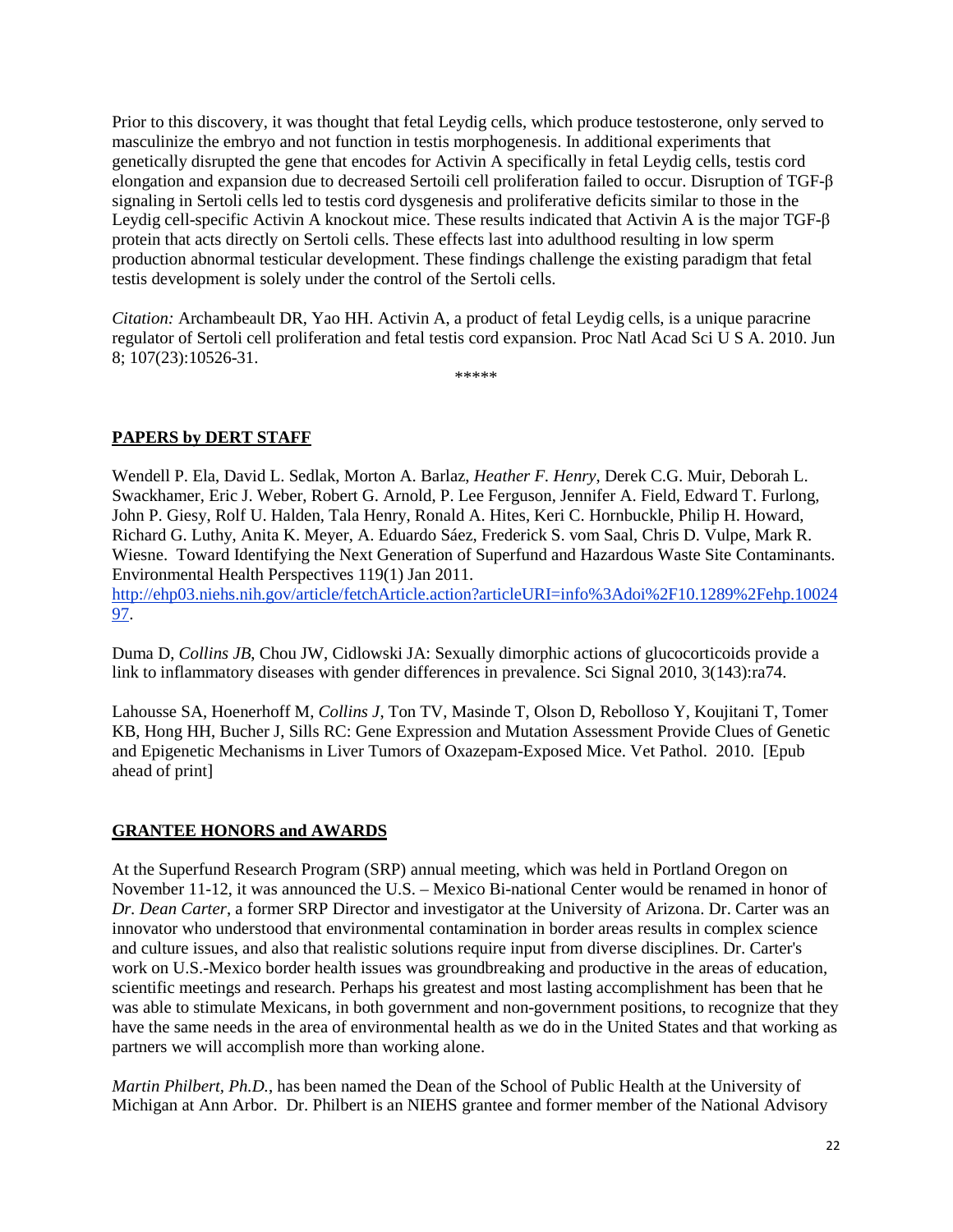Prior to this discovery, it was thought that fetal Leydig cells, which produce testosterone, only served to masculinize the embryo and not function in testis morphogenesis. In additional experiments that genetically disrupted the gene that encodes for Activin A specifically in fetal Leydig cells, testis cord elongation and expansion due to decreased Sertoili cell proliferation failed to occur. Disruption of TGF-β signaling in Sertoli cells led to testis cord dysgenesis and proliferative deficits similar to those in the Leydig cell-specific Activin A knockout mice. These results indicated that Activin A is the major TGF-β protein that acts directly on Sertoli cells. These effects last into adulthood resulting in low sperm production abnormal testicular development. These findings challenge the existing paradigm that fetal testis development is solely under the control of the Sertoli cells.

*Citation:* Archambeault DR, Yao HH. Activin A, a product of fetal Leydig cells, is a unique paracrine regulator of Sertoli cell proliferation and fetal testis cord expansion. Proc Natl Acad Sci U S A. 2010. Jun 8; 107(23):10526-31.

*****

## PAPERS by DERT STAFF

Wendell P. Ela, David L. Sedlak, Morton A. Barlaz, *Heather F. Henry*, Derek C.G. Muir, Deborah L. Swackhamer, Eric J. Weber, Robert G. Arnold, P. Lee Ferguson, Jennifer A. Field, Edward T. Furlong, John P. Giesy, Rolf U. Halden, Tala Henry, Ronald A. Hites, Keri C. Hornbuckle, Philip H. Howard, Richard G. Luthy, Anita K. Meyer, A. Eduardo Sáez, Frederick S. vom Saal, Chris D. Vulpe, Mark R. Wiesne. Toward Identifying the Next Generation of Superfund and Hazardous Waste Site Contaminants. Environmental Health Perspectives 119(1) Jan 2011. http://ehp03.niehs.nih.gov/article/fetchArticle.action?articleURI=info%3Adoi%2F10.1289%2Fehp.1002497.

Duma D, *Collins JB*, Chou JW, Cidlowski JA: Sexually dimorphic actions of glucocorticoids provide a link to inflammatory diseases with gender differences in prevalence. Sci Signal 2010, 3(143):ra74.

Lahousse SA, Hoenerhoff M, *Collins J*, Ton TV, Masinde T, Olson D, Rebolloso Y, Koujitani T, Tomer KB, Hong HH, Bucher J, Sills RC: Gene Expression and Mutation Assessment Provide Clues of Genetic and Epigenetic Mechanisms in Liver Tumors of Oxazepam-Exposed Mice. Vet Pathol. 2010. [Epub ahead of print]

## GRANTEE HONORS and AWARDS

At the Superfund Research Program (SRP) annual meeting, which was held in Portland Oregon on November 11-12, it was announced the U.S. – Mexico Bi-national Center would be renamed in honor of *Dr. Dean Carter*, a former SRP Director and investigator at the University of Arizona. Dr. Carter was an innovator who understood that environmental contamination in border areas results in complex science and culture issues, and also that realistic solutions require input from diverse disciplines. Dr. Carter's work on U.S.-Mexico border health issues was groundbreaking and productive in the areas of education, scientific meetings and research. Perhaps his greatest and most lasting accomplishment has been that he was able to stimulate Mexicans, in both government and non-government positions, to recognize that they have the same needs in the area of environmental health as we do in the United States and that working as partners we will accomplish more than working alone.

*Martin Philbert, Ph.D.*, has been named the Dean of the School of Public Health at the University of Michigan at Ann Arbor. Dr. Philbert is an NIEHS grantee and former member of the National Advisory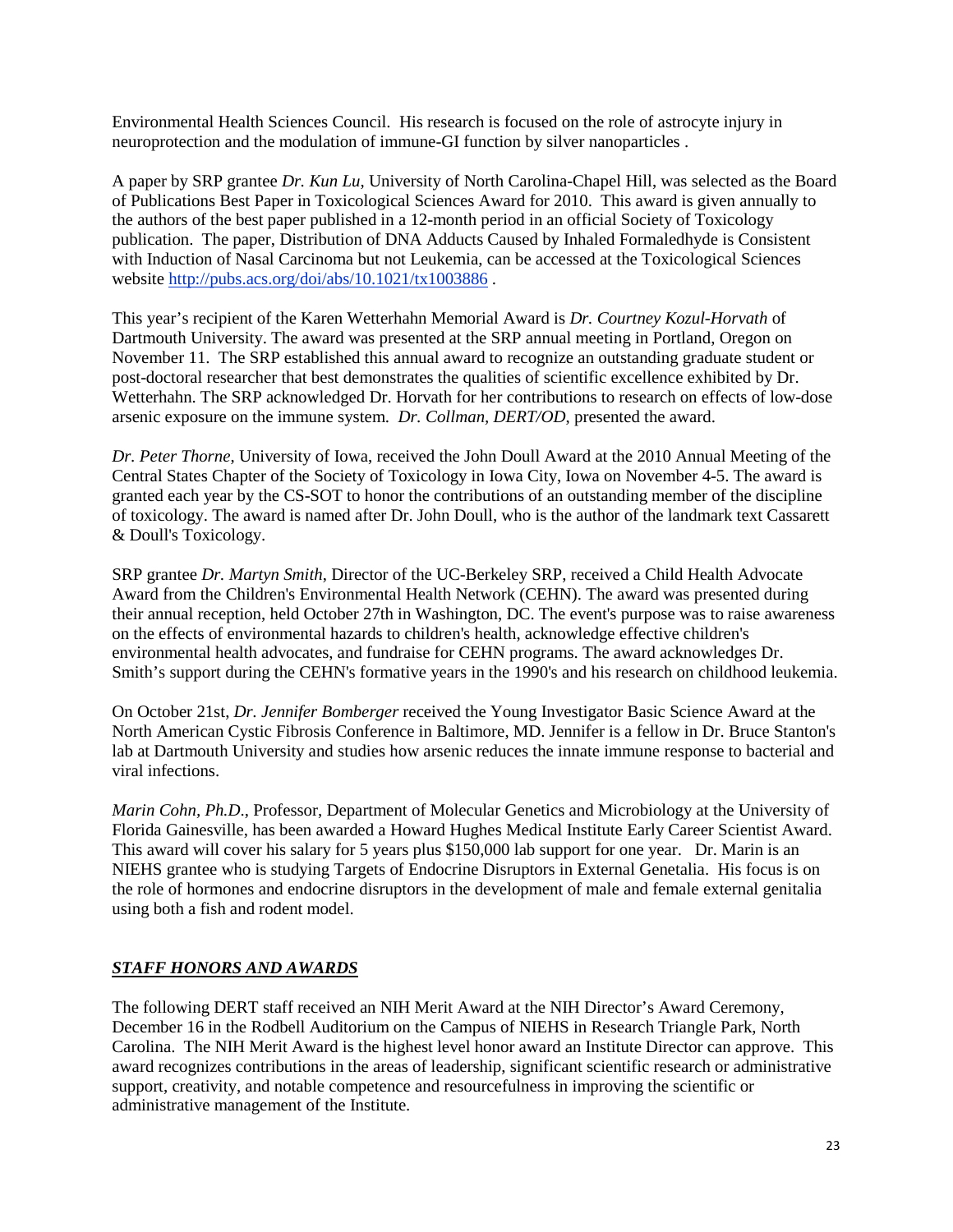Environmental Health Sciences Council. His research is focused on the role of astrocyte injury in neuroprotection and the modulation of immune-GI function by silver nanoparticles .

A paper by SRP grantee *Dr. Kun Lu*, University of North Carolina-Chapel Hill, was selected as the Board of Publications Best Paper in Toxicological Sciences Award for 2010. This award is given annually to the authors of the best paper published in a 12-month period in an official Society of Toxicology publication. The paper, Distribution of DNA Adducts Caused by Inhaled Formaledhyde is Consistent with Induction of Nasal Carcinoma but not Leukemia, can be accessed at the Toxicological Sciences website http://pubs.acs.org/doi/abs/10.1021/tx1003886 .

This year's recipient of the Karen Wetterhahn Memorial Award is *Dr. Courtney Kozul-Horvath* of Dartmouth University. The award was presented at the SRP annual meeting in Portland, Oregon on November 11. The SRP established this annual award to recognize an outstanding graduate student or post-doctoral researcher that best demonstrates the qualities of scientific excellence exhibited by Dr. Wetterhahn. The SRP acknowledged Dr. Horvath for her contributions to research on effects of low-dose arsenic exposure on the immune system. *Dr. Collman, DERT/OD*, presented the award.

*Dr. Peter Thorne*, University of Iowa, received the John Doull Award at the 2010 Annual Meeting of the Central States Chapter of the Society of Toxicology in Iowa City, Iowa on November 4-5. The award is granted each year by the CS-SOT to honor the contributions of an outstanding member of the discipline of toxicology. The award is named after Dr. John Doull, who is the author of the landmark text Cassarett & Doull's Toxicology.

SRP grantee *Dr. Martyn Smith*, Director of the UC-Berkeley SRP, received a Child Health Advocate Award from the Children's Environmental Health Network (CEHN). The award was presented during their annual reception, held October 27th in Washington, DC. The event's purpose was to raise awareness on the effects of environmental hazards to children's health, acknowledge effective children's environmental health advocates, and fundraise for CEHN programs. The award acknowledges Dr. Smith's support during the CEHN's formative years in the 1990's and his research on childhood leukemia.

On October 21st, *Dr. Jennifer Bomberger* received the Young Investigator Basic Science Award at the North American Cystic Fibrosis Conference in Baltimore, MD. Jennifer is a fellow in Dr. Bruce Stanton's lab at Dartmouth University and studies how arsenic reduces the innate immune response to bacterial and viral infections.

*Marin Cohn, Ph.D.*, Professor, Department of Molecular Genetics and Microbiology at the University of Florida Gainesville, has been awarded a Howard Hughes Medical Institute Early Career Scientist Award. This award will cover his salary for 5 years plus $150,000 lab support for one year. Dr. Marin is an NIEHS grantee who is studying Targets of Endocrine Disruptors in External Genetalia. His focus is on the role of hormones and endocrine disruptors in the development of male and female external genitalia using both a fish and rodent model.

## ***STAFF HONORS AND AWARDS***

The following DERT staff received an NIH Merit Award at the NIH Director's Award Ceremony, December 16 in the Rodbell Auditorium on the Campus of NIEHS in Research Triangle Park, North Carolina. The NIH Merit Award is the highest level honor award an Institute Director can approve. This award recognizes contributions in the areas of leadership, significant scientific research or administrative support, creativity, and notable competence and resourcefulness in improving the scientific or administrative management of the Institute.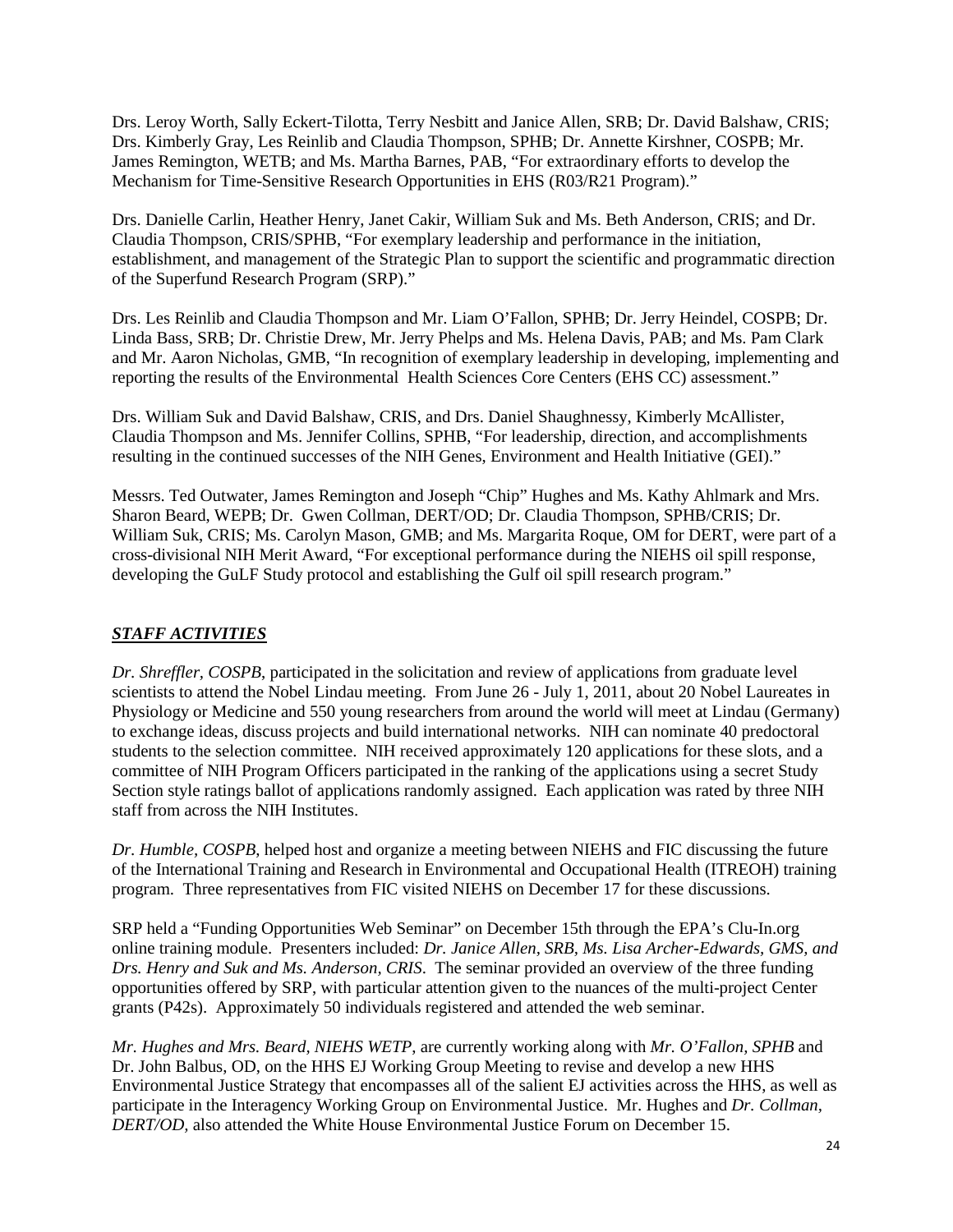Drs. Leroy Worth, Sally Eckert-Tilotta, Terry Nesbitt and Janice Allen, SRB; Dr. David Balshaw, CRIS; Drs. Kimberly Gray, Les Reinlib and Claudia Thompson, SPHB; Dr. Annette Kirshner, COSPB; Mr. James Remington, WETB; and Ms. Martha Barnes, PAB, "For extraordinary efforts to develop the Mechanism for Time-Sensitive Research Opportunities in EHS (R03/R21 Program)."

Drs. Danielle Carlin, Heather Henry, Janet Cakir, William Suk and Ms. Beth Anderson, CRIS; and Dr. Claudia Thompson, CRIS/SPHB, "For exemplary leadership and performance in the initiation, establishment, and management of the Strategic Plan to support the scientific and programmatic direction of the Superfund Research Program (SRP)."

Drs. Les Reinlib and Claudia Thompson and Mr. Liam O'Fallon, SPHB; Dr. Jerry Heindel, COSPB; Dr. Linda Bass, SRB; Dr. Christie Drew, Mr. Jerry Phelps and Ms. Helena Davis, PAB; and Ms. Pam Clark and Mr. Aaron Nicholas, GMB, "In recognition of exemplary leadership in developing, implementing and reporting the results of the Environmental Health Sciences Core Centers (EHS CC) assessment."

Drs. William Suk and David Balshaw, CRIS, and Drs. Daniel Shaughnessy, Kimberly McAllister, Claudia Thompson and Ms. Jennifer Collins, SPHB, "For leadership, direction, and accomplishments resulting in the continued successes of the NIH Genes, Environment and Health Initiative (GEI)."

Messrs. Ted Outwater, James Remington and Joseph "Chip" Hughes and Ms. Kathy Ahlmark and Mrs. Sharon Beard, WEPB; Dr. Gwen Collman, DERT/OD; Dr. Claudia Thompson, SPHB/CRIS; Dr. William Suk, CRIS; Ms. Carolyn Mason, GMB; and Ms. Margarita Roque, OM for DERT, were part of a cross-divisional NIH Merit Award, "For exceptional performance during the NIEHS oil spill response, developing the GuLF Study protocol and establishing the Gulf oil spill research program."

## ***STAFF ACTIVITIES***

*Dr. Shreffler, COSPB*, participated in the solicitation and review of applications from graduate level scientists to attend the Nobel Lindau meeting. From June 26 - July 1, 2011, about 20 Nobel Laureates in Physiology or Medicine and 550 young researchers from around the world will meet at Lindau (Germany) to exchange ideas, discuss projects and build international networks. NIH can nominate 40 predoctoral students to the selection committee. NIH received approximately 120 applications for these slots, and a committee of NIH Program Officers participated in the ranking of the applications using a secret Study Section style ratings ballot of applications randomly assigned. Each application was rated by three NIH staff from across the NIH Institutes.

*Dr. Humble, COSPB*, helped host and organize a meeting between NIEHS and FIC discussing the future of the International Training and Research in Environmental and Occupational Health (ITREOH) training program. Three representatives from FIC visited NIEHS on December 17 for these discussions.

SRP held a "Funding Opportunities Web Seminar" on December 15th through the EPA's Clu-In.org online training module. Presenters included: *Dr. Janice Allen, SRB, Ms. Lisa Archer-Edwards, GMS, and Drs. Henry and Suk and Ms. Anderson, CRIS*. The seminar provided an overview of the three funding opportunities offered by SRP, with particular attention given to the nuances of the multi-project Center grants (P42s). Approximately 50 individuals registered and attended the web seminar.

*Mr. Hughes and Mrs. Beard, NIEHS WETP*, are currently working along with *Mr. O'Fallon, SPHB* and Dr. John Balbus, OD, on the HHS EJ Working Group Meeting to revise and develop a new HHS Environmental Justice Strategy that encompasses all of the salient EJ activities across the HHS, as well as participate in the Interagency Working Group on Environmental Justice. Mr. Hughes and *Dr. Collman, DERT/OD,* also attended the White House Environmental Justice Forum on December 15.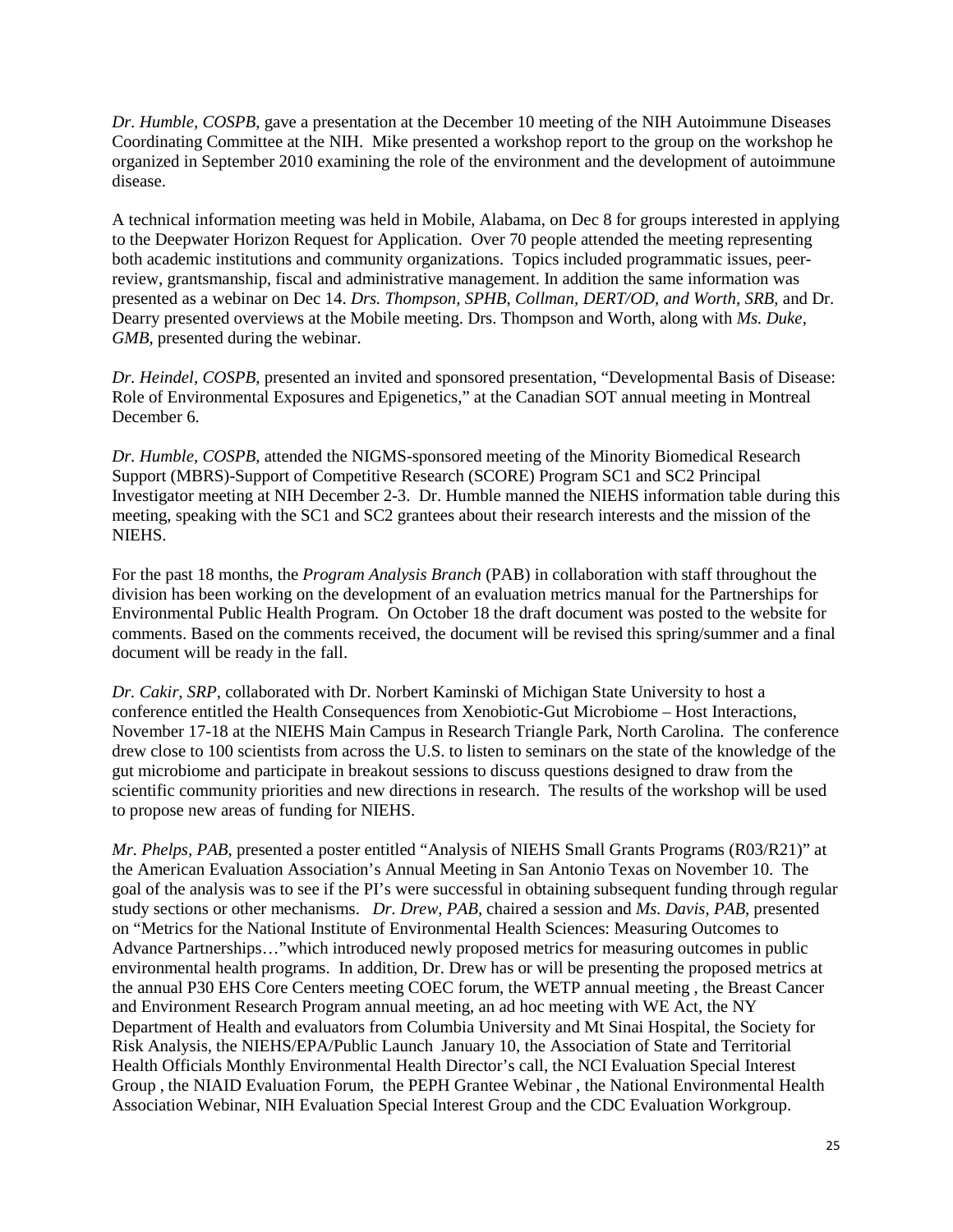*Dr. Humble, COSPB*, gave a presentation at the December 10 meeting of the NIH Autoimmune Diseases Coordinating Committee at the NIH. Mike presented a workshop report to the group on the workshop he organized in September 2010 examining the role of the environment and the development of autoimmune disease.

A technical information meeting was held in Mobile, Alabama, on Dec 8 for groups interested in applying to the Deepwater Horizon Request for Application. Over 70 people attended the meeting representing both academic institutions and community organizations. Topics included programmatic issues, peer-review, grantsmanship, fiscal and administrative management. In addition the same information was presented as a webinar on Dec 14. *Drs. Thompson, SPHB, Collman, DERT/OD, and Worth, SRB*, and Dr. Dearry presented overviews at the Mobile meeting. Drs. Thompson and Worth, along with *Ms. Duke, GMB*, presented during the webinar.

*Dr. Heindel, COSPB*, presented an invited and sponsored presentation, "Developmental Basis of Disease: Role of Environmental Exposures and Epigenetics," at the Canadian SOT annual meeting in Montreal December 6.

*Dr. Humble, COSPB*, attended the NIGMS-sponsored meeting of the Minority Biomedical Research Support (MBRS)-Support of Competitive Research (SCORE) Program SC1 and SC2 Principal Investigator meeting at NIH December 2-3. Dr. Humble manned the NIEHS information table during this meeting, speaking with the SC1 and SC2 grantees about their research interests and the mission of the NIEHS.

For the past 18 months, the *Program Analysis Branch* (PAB) in collaboration with staff throughout the division has been working on the development of an evaluation metrics manual for the Partnerships for Environmental Public Health Program. On October 18 the draft document was posted to the website for comments. Based on the comments received, the document will be revised this spring/summer and a final document will be ready in the fall.

*Dr. Cakir, SRP*, collaborated with Dr. Norbert Kaminski of Michigan State University to host a conference entitled the Health Consequences from Xenobiotic-Gut Microbiome – Host Interactions, November 17-18 at the NIEHS Main Campus in Research Triangle Park, North Carolina. The conference drew close to 100 scientists from across the U.S. to listen to seminars on the state of the knowledge of the gut microbiome and participate in breakout sessions to discuss questions designed to draw from the scientific community priorities and new directions in research. The results of the workshop will be used to propose new areas of funding for NIEHS.

*Mr. Phelps, PAB*, presented a poster entitled "Analysis of NIEHS Small Grants Programs (R03/R21)" at the American Evaluation Association's Annual Meeting in San Antonio Texas on November 10. The goal of the analysis was to see if the PI's were successful in obtaining subsequent funding through regular study sections or other mechanisms. *Dr. Drew, PAB*, chaired a session and *Ms. Davis, PAB*, presented on "Metrics for the National Institute of Environmental Health Sciences: Measuring Outcomes to Advance Partnerships…"which introduced newly proposed metrics for measuring outcomes in public environmental health programs. In addition, Dr. Drew has or will be presenting the proposed metrics at the annual P30 EHS Core Centers meeting COEC forum, the WETP annual meeting , the Breast Cancer and Environment Research Program annual meeting, an ad hoc meeting with WE Act, the NY Department of Health and evaluators from Columbia University and Mt Sinai Hospital, the Society for Risk Analysis, the NIEHS/EPA/Public Launch January 10, the Association of State and Territorial Health Officials Monthly Environmental Health Director's call, the NCI Evaluation Special Interest Group , the NIAID Evaluation Forum, the PEPH Grantee Webinar , the National Environmental Health Association Webinar, NIH Evaluation Special Interest Group and the CDC Evaluation Workgroup.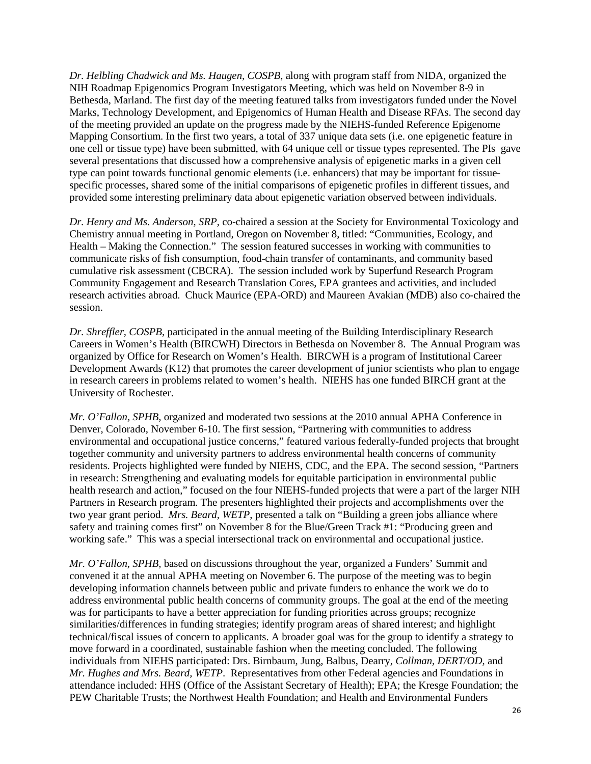*Dr. Helbling Chadwick and Ms. Haugen, COSPB*, along with program staff from NIDA, organized the NIH Roadmap Epigenomics Program Investigators Meeting, which was held on November 8-9 in Bethesda, Marland. The first day of the meeting featured talks from investigators funded under the Novel Marks, Technology Development, and Epigenomics of Human Health and Disease RFAs. The second day of the meeting provided an update on the progress made by the NIEHS-funded Reference Epigenome Mapping Consortium. In the first two years, a total of 337 unique data sets (i.e. one epigenetic feature in one cell or tissue type) have been submitted, with 64 unique cell or tissue types represented. The PIs gave several presentations that discussed how a comprehensive analysis of epigenetic marks in a given cell type can point towards functional genomic elements (i.e. enhancers) that may be important for tissue-specific processes, shared some of the initial comparisons of epigenetic profiles in different tissues, and provided some interesting preliminary data about epigenetic variation observed between individuals.

*Dr. Henry and Ms. Anderson, SRP*, co-chaired a session at the Society for Environmental Toxicology and Chemistry annual meeting in Portland, Oregon on November 8, titled: "Communities, Ecology, and Health – Making the Connection." The session featured successes in working with communities to communicate risks of fish consumption, food-chain transfer of contaminants, and community based cumulative risk assessment (CBCRA). The session included work by Superfund Research Program Community Engagement and Research Translation Cores, EPA grantees and activities, and included research activities abroad. Chuck Maurice (EPA-ORD) and Maureen Avakian (MDB) also co-chaired the session.

*Dr. Shreffler, COSPB*, participated in the annual meeting of the Building Interdisciplinary Research Careers in Women's Health (BIRCWH) Directors in Bethesda on November 8. The Annual Program was organized by Office for Research on Women's Health. BIRCWH is a program of Institutional Career Development Awards (K12) that promotes the career development of junior scientists who plan to engage in research careers in problems related to women's health. NIEHS has one funded BIRCH grant at the University of Rochester.

*Mr. O'Fallon, SPHB*, organized and moderated two sessions at the 2010 annual APHA Conference in Denver, Colorado, November 6-10. The first session, "Partnering with communities to address environmental and occupational justice concerns," featured various federally-funded projects that brought together community and university partners to address environmental health concerns of community residents. Projects highlighted were funded by NIEHS, CDC, and the EPA. The second session, "Partners in research: Strengthening and evaluating models for equitable participation in environmental public health research and action," focused on the four NIEHS-funded projects that were a part of the larger NIH Partners in Research program. The presenters highlighted their projects and accomplishments over the two year grant period. *Mrs. Beard, WETP*, presented a talk on "Building a green jobs alliance where safety and training comes first" on November 8 for the Blue/Green Track #1: "Producing green and working safe." This was a special intersectional track on environmental and occupational justice.

*Mr. O'Fallon, SPHB*, based on discussions throughout the year, organized a Funders' Summit and convened it at the annual APHA meeting on November 6. The purpose of the meeting was to begin developing information channels between public and private funders to enhance the work we do to address environmental public health concerns of community groups. The goal at the end of the meeting was for participants to have a better appreciation for funding priorities across groups; recognize similarities/differences in funding strategies; identify program areas of shared interest; and highlight technical/fiscal issues of concern to applicants. A broader goal was for the group to identify a strategy to move forward in a coordinated, sustainable fashion when the meeting concluded. The following individuals from NIEHS participated: Drs. Birnbaum, Jung, Balbus, Dearry, *Collman, DERT/OD*, and *Mr. Hughes and Mrs. Beard, WETP*. Representatives from other Federal agencies and Foundations in attendance included: HHS (Office of the Assistant Secretary of Health); EPA; the Kresge Foundation; the PEW Charitable Trusts; the Northwest Health Foundation; and Health and Environmental Funders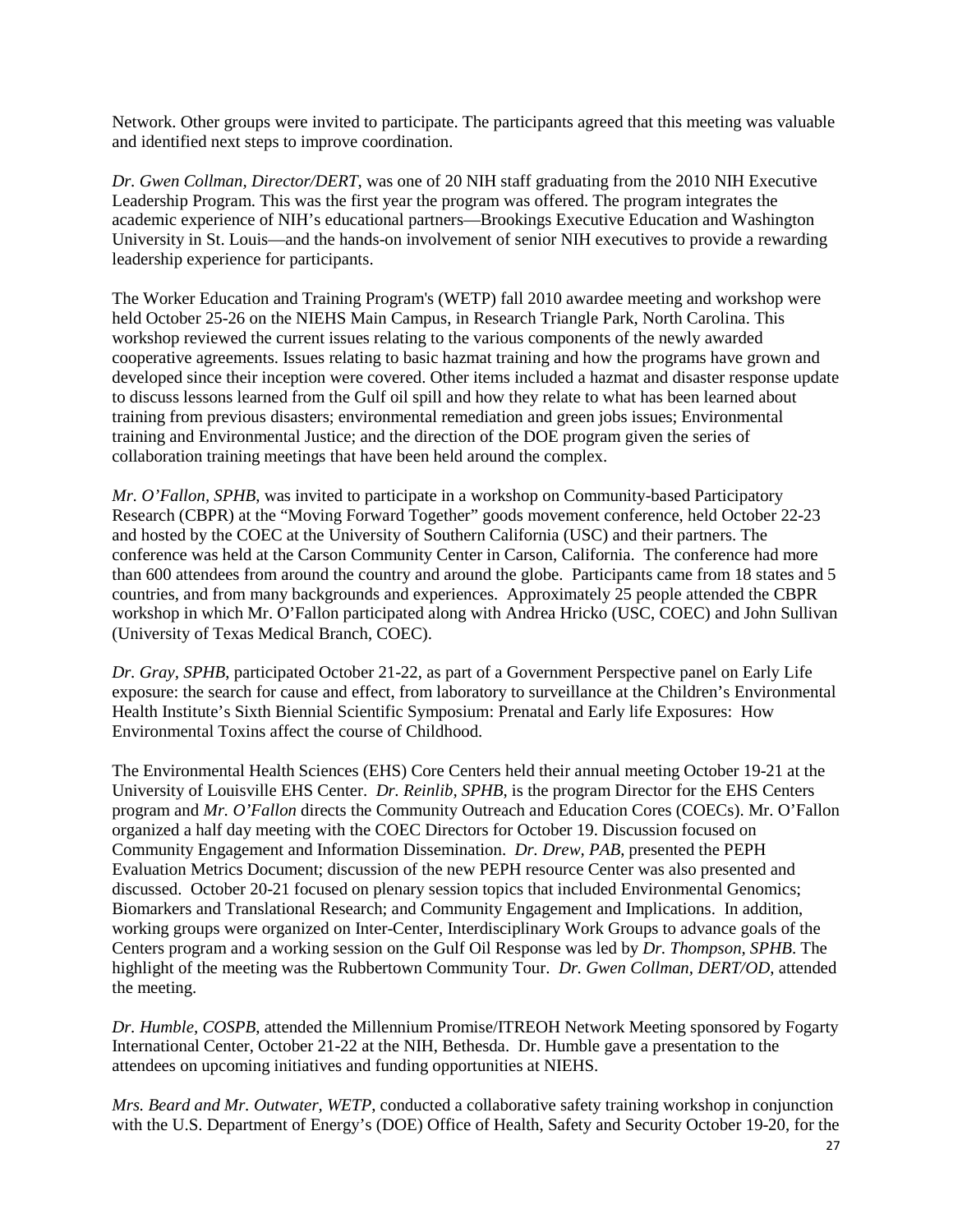Network. Other groups were invited to participate. The participants agreed that this meeting was valuable and identified next steps to improve coordination.

*Dr. Gwen Collman, Director/DERT*, was one of 20 NIH staff graduating from the 2010 NIH Executive Leadership Program. This was the first year the program was offered. The program integrates the academic experience of NIH's educational partners—Brookings Executive Education and Washington University in St. Louis—and the hands-on involvement of senior NIH executives to provide a rewarding leadership experience for participants.

The Worker Education and Training Program's (WETP) fall 2010 awardee meeting and workshop were held October 25-26 on the NIEHS Main Campus, in Research Triangle Park, North Carolina. This workshop reviewed the current issues relating to the various components of the newly awarded cooperative agreements. Issues relating to basic hazmat training and how the programs have grown and developed since their inception were covered. Other items included a hazmat and disaster response update to discuss lessons learned from the Gulf oil spill and how they relate to what has been learned about training from previous disasters; environmental remediation and green jobs issues; Environmental training and Environmental Justice; and the direction of the DOE program given the series of collaboration training meetings that have been held around the complex.

*Mr. O'Fallon, SPHB*, was invited to participate in a workshop on Community-based Participatory Research (CBPR) at the "Moving Forward Together" goods movement conference, held October 22-23 and hosted by the COEC at the University of Southern California (USC) and their partners. The conference was held at the Carson Community Center in Carson, California. The conference had more than 600 attendees from around the country and around the globe. Participants came from 18 states and 5 countries, and from many backgrounds and experiences. Approximately 25 people attended the CBPR workshop in which Mr. O'Fallon participated along with Andrea Hricko (USC, COEC) and John Sullivan (University of Texas Medical Branch, COEC).

*Dr. Gray, SPHB*, participated October 21-22, as part of a Government Perspective panel on Early Life exposure: the search for cause and effect, from laboratory to surveillance at the Children's Environmental Health Institute's Sixth Biennial Scientific Symposium: Prenatal and Early life Exposures: How Environmental Toxins affect the course of Childhood.

The Environmental Health Sciences (EHS) Core Centers held their annual meeting October 19-21 at the University of Louisville EHS Center. *Dr. Reinlib, SPHB*, is the program Director for the EHS Centers program and *Mr. O'Fallon* directs the Community Outreach and Education Cores (COECs). Mr. O'Fallon organized a half day meeting with the COEC Directors for October 19. Discussion focused on Community Engagement and Information Dissemination. *Dr. Drew, PAB*, presented the PEPH Evaluation Metrics Document; discussion of the new PEPH resource Center was also presented and discussed. October 20-21 focused on plenary session topics that included Environmental Genomics; Biomarkers and Translational Research; and Community Engagement and Implications. In addition, working groups were organized on Inter-Center, Interdisciplinary Work Groups to advance goals of the Centers program and a working session on the Gulf Oil Response was led by *Dr. Thompson, SPHB*. The highlight of the meeting was the Rubbertown Community Tour. *Dr. Gwen Collman, DERT/OD*, attended the meeting.

*Dr. Humble, COSPB*, attended the Millennium Promise/ITREOH Network Meeting sponsored by Fogarty International Center, October 21-22 at the NIH, Bethesda. Dr. Humble gave a presentation to the attendees on upcoming initiatives and funding opportunities at NIEHS.

*Mrs. Beard and Mr. Outwater, WETP*, conducted a collaborative safety training workshop in conjunction with the U.S. Department of Energy's (DOE) Office of Health, Safety and Security October 19-20, for the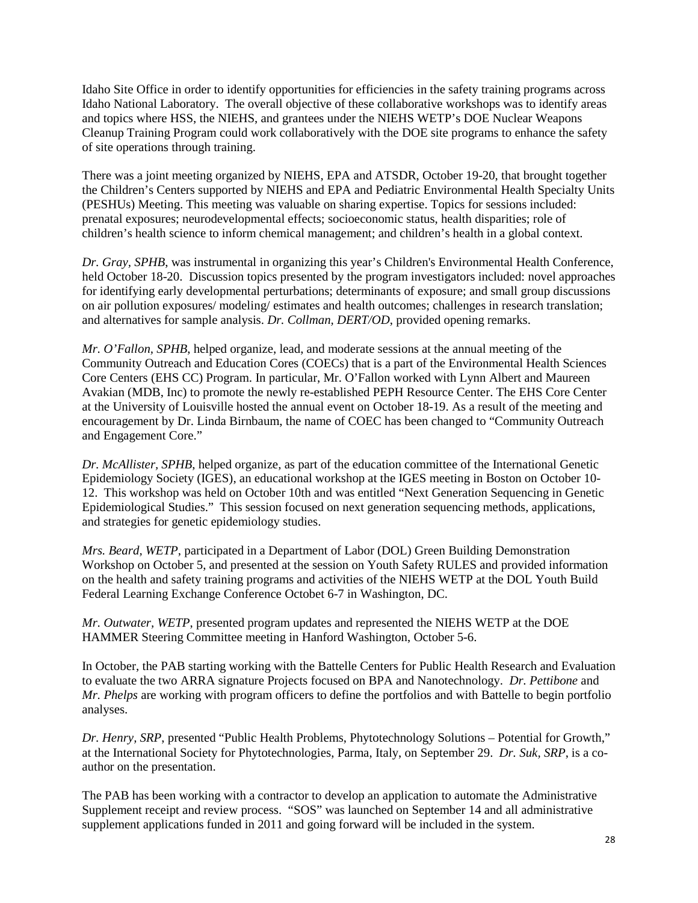Idaho Site Office in order to identify opportunities for efficiencies in the safety training programs across Idaho National Laboratory. The overall objective of these collaborative workshops was to identify areas and topics where HSS, the NIEHS, and grantees under the NIEHS WETP's DOE Nuclear Weapons Cleanup Training Program could work collaboratively with the DOE site programs to enhance the safety of site operations through training.

There was a joint meeting organized by NIEHS, EPA and ATSDR, October 19-20, that brought together the Children's Centers supported by NIEHS and EPA and Pediatric Environmental Health Specialty Units (PESHUs) Meeting. This meeting was valuable on sharing expertise. Topics for sessions included: prenatal exposures; neurodevelopmental effects; socioeconomic status, health disparities; role of children's health science to inform chemical management; and children's health in a global context.

*Dr. Gray, SPHB*, was instrumental in organizing this year's Children's Environmental Health Conference, held October 18-20. Discussion topics presented by the program investigators included: novel approaches for identifying early developmental perturbations; determinants of exposure; and small group discussions on air pollution exposures/ modeling/ estimates and health outcomes; challenges in research translation; and alternatives for sample analysis. *Dr. Collman, DERT/OD*, provided opening remarks.

*Mr. O'Fallon, SPHB*, helped organize, lead, and moderate sessions at the annual meeting of the Community Outreach and Education Cores (COECs) that is a part of the Environmental Health Sciences Core Centers (EHS CC) Program. In particular, Mr. O'Fallon worked with Lynn Albert and Maureen Avakian (MDB, Inc) to promote the newly re-established PEPH Resource Center. The EHS Core Center at the University of Louisville hosted the annual event on October 18-19. As a result of the meeting and encouragement by Dr. Linda Birnbaum, the name of COEC has been changed to "Community Outreach and Engagement Core."

*Dr. McAllister, SPHB*, helped organize, as part of the education committee of the International Genetic Epidemiology Society (IGES), an educational workshop at the IGES meeting in Boston on October 10-12. This workshop was held on October 10th and was entitled "Next Generation Sequencing in Genetic Epidemiological Studies." This session focused on next generation sequencing methods, applications, and strategies for genetic epidemiology studies.

*Mrs. Beard, WETP*, participated in a Department of Labor (DOL) Green Building Demonstration Workshop on October 5, and presented at the session on Youth Safety RULES and provided information on the health and safety training programs and activities of the NIEHS WETP at the DOL Youth Build Federal Learning Exchange Conference Octobet 6-7 in Washington, DC.

*Mr. Outwater, WETP*, presented program updates and represented the NIEHS WETP at the DOE HAMMER Steering Committee meeting in Hanford Washington, October 5-6.

In October, the PAB starting working with the Battelle Centers for Public Health Research and Evaluation to evaluate the two ARRA signature Projects focused on BPA and Nanotechnology. *Dr. Pettibone* and *Mr. Phelps* are working with program officers to define the portfolios and with Battelle to begin portfolio analyses.

*Dr. Henry, SRP*, presented "Public Health Problems, Phytotechnology Solutions – Potential for Growth," at the International Society for Phytotechnologies, Parma, Italy, on September 29. *Dr. Suk, SRP*, is a co-author on the presentation.

The PAB has been working with a contractor to develop an application to automate the Administrative Supplement receipt and review process. "SOS" was launched on September 14 and all administrative supplement applications funded in 2011 and going forward will be included in the system.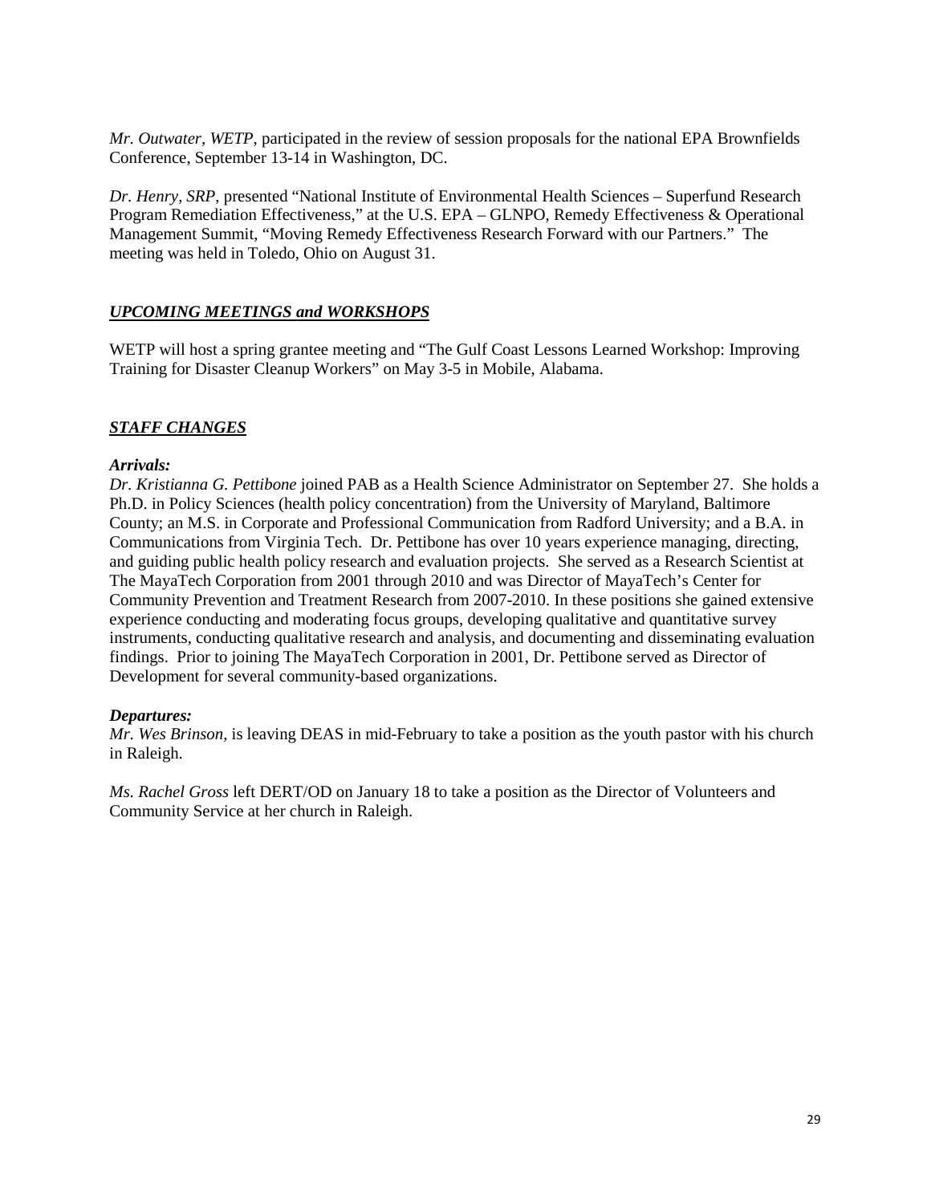*Mr. Outwater, WETP*, participated in the review of session proposals for the national EPA Brownfields Conference, September 13-14 in Washington, DC.

*Dr. Henry, SRP*, presented "National Institute of Environmental Health Sciences – Superfund Research Program Remediation Effectiveness," at the U.S. EPA – GLNPO, Remedy Effectiveness & Operational Management Summit, "Moving Remedy Effectiveness Research Forward with our Partners." The meeting was held in Toledo, Ohio on August 31.

## ***UPCOMING MEETINGS and WORKSHOPS***

WETP will host a spring grantee meeting and "The Gulf Coast Lessons Learned Workshop: Improving Training for Disaster Cleanup Workers" on May 3-5 in Mobile, Alabama.

## ***STAFF CHANGES***

***Arrivals:***

*Dr. Kristianna G. Pettibone* joined PAB as a Health Science Administrator on September 27. She holds a Ph.D. in Policy Sciences (health policy concentration) from the University of Maryland, Baltimore County; an M.S. in Corporate and Professional Communication from Radford University; and a B.A. in Communications from Virginia Tech. Dr. Pettibone has over 10 years experience managing, directing, and guiding public health policy research and evaluation projects. She served as a Research Scientist at The MayaTech Corporation from 2001 through 2010 and was Director of MayaTech's Center for Community Prevention and Treatment Research from 2007-2010. In these positions she gained extensive experience conducting and moderating focus groups, developing qualitative and quantitative survey instruments, conducting qualitative research and analysis, and documenting and disseminating evaluation findings. Prior to joining The MayaTech Corporation in 2001, Dr. Pettibone served as Director of Development for several community-based organizations.

***Departures:***

*Mr. Wes Brinson*, is leaving DEAS in mid-February to take a position as the youth pastor with his church in Raleigh.

*Ms. Rachel Gross* left DERT/OD on January 18 to take a position as the Director of Volunteers and Community Service at her church in Raleigh.